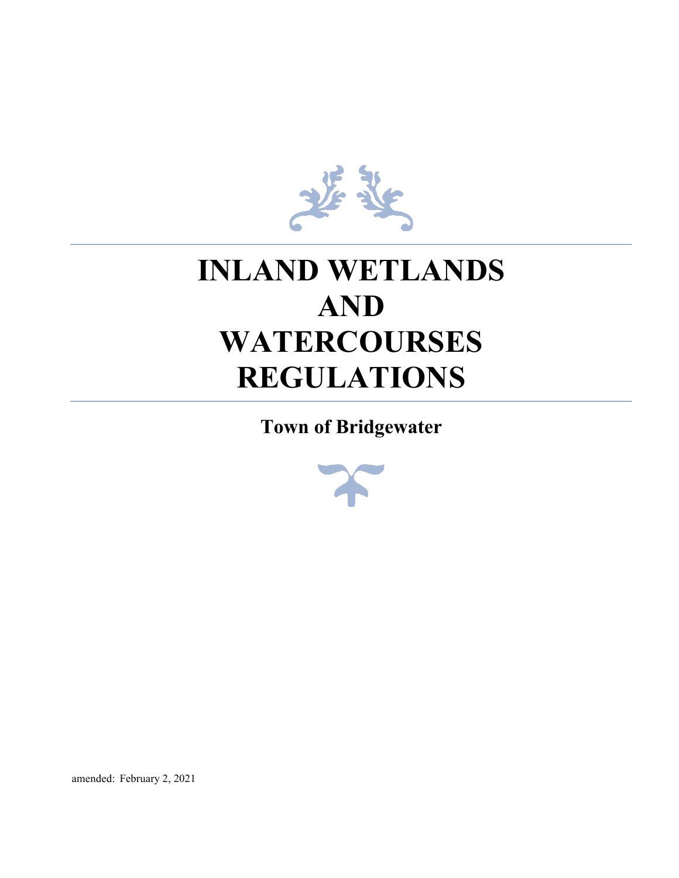# INLAND WETLANDS AND WATERCOURSES REGULATIONS

## Town of Bridgewater

amended: February 2, 2021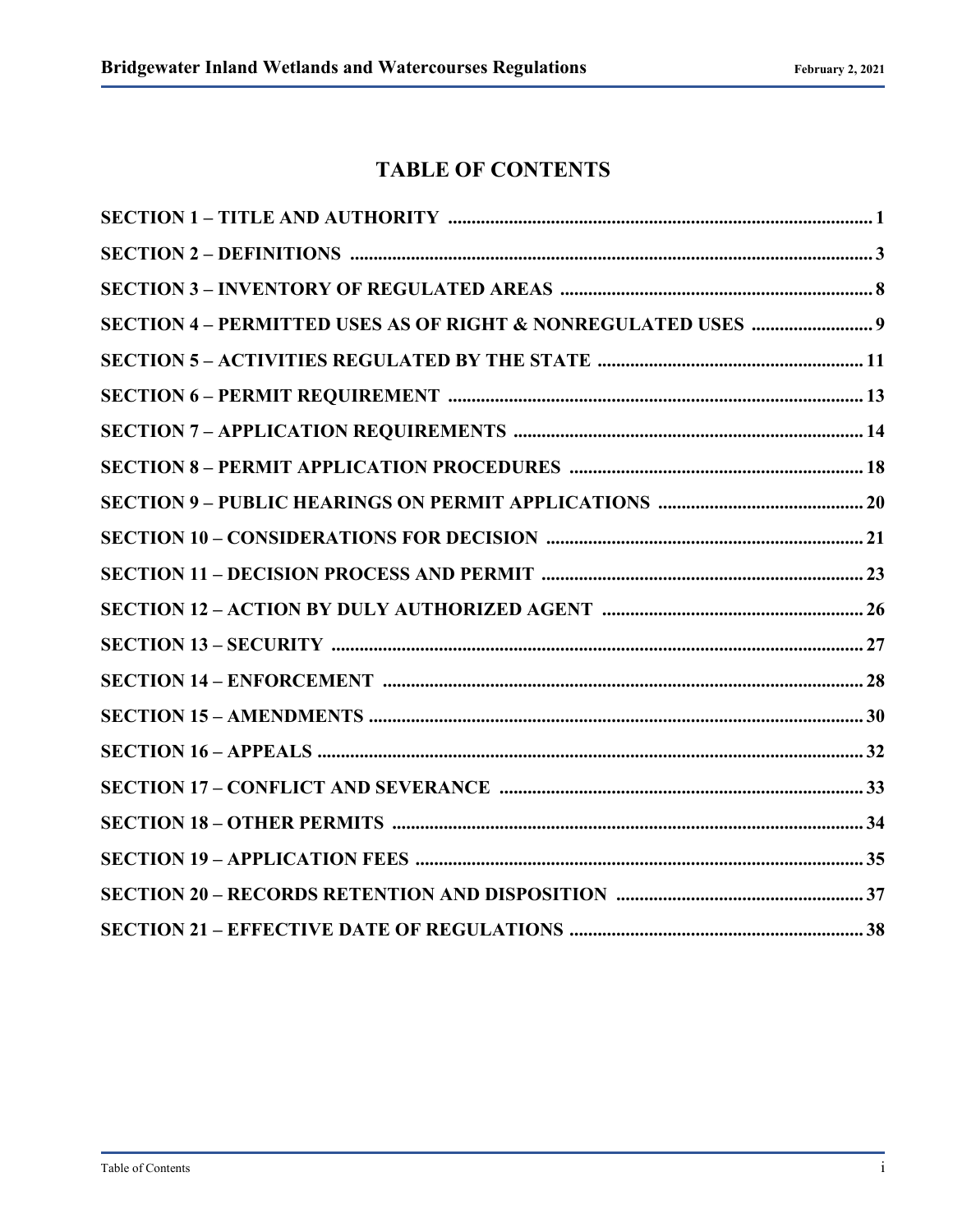# TABLE OF CONTENTS

| Section | Page |
|---|---|
| **SECTION 1 – TITLE AND AUTHORITY** | **1** |
| **SECTION 2 – DEFINITIONS** | **3** |
| **SECTION 3 – INVENTORY OF REGULATED AREAS** | **8** |
| **SECTION 4 – PERMITTED USES AS OF RIGHT & NONREGULATED USES** | **9** |
| **SECTION 5 – ACTIVITIES REGULATED BY THE STATE** | **11** |
| **SECTION 6 – PERMIT REQUIREMENT** | **13** |
| **SECTION 7 – APPLICATION REQUIREMENTS** | **14** |
| **SECTION 8 – PERMIT APPLICATION PROCEDURES** | **18** |
| **SECTION 9 – PUBLIC HEARINGS ON PERMIT APPLICATIONS** | **20** |
| **SECTION 10 – CONSIDERATIONS FOR DECISION** | **21** |
| **SECTION 11 – DECISION PROCESS AND PERMIT** | **23** |
| **SECTION 12 – ACTION BY DULY AUTHORIZED AGENT** | **26** |
| **SECTION 13 – SECURITY** | **27** |
| **SECTION 14 – ENFORCEMENT** | **28** |
| **SECTION 15 – AMENDMENTS** | **30** |
| **SECTION 16 – APPEALS** | **32** |
| **SECTION 17 – CONFLICT AND SEVERANCE** | **33** |
| **SECTION 18 – OTHER PERMITS** | **34** |
| **SECTION 19 – APPLICATION FEES** | **35** |
| **SECTION 20 – RECORDS RETENTION AND DISPOSITION** | **37** |
| **SECTION 21 – EFFECTIVE DATE OF REGULATIONS** | **38** |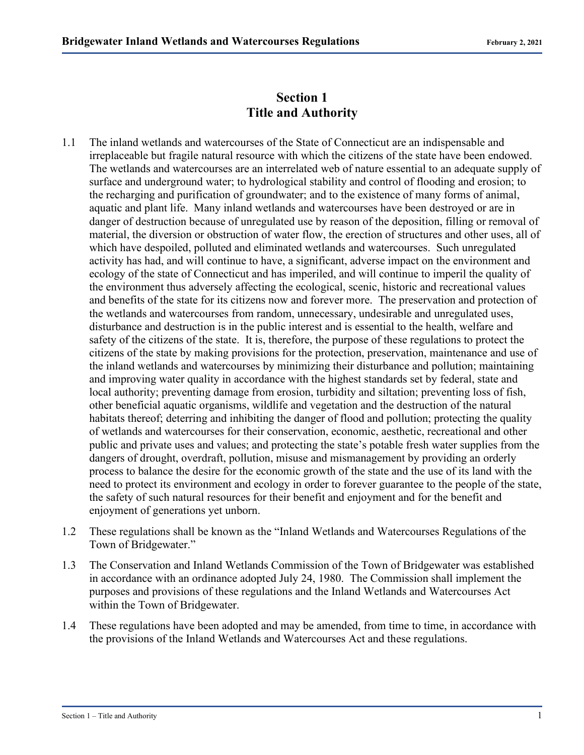# Section 1
# Title and Authority

1.1 The inland wetlands and watercourses of the State of Connecticut are an indispensable and irreplaceable but fragile natural resource with which the citizens of the state have been endowed. The wetlands and watercourses are an interrelated web of nature essential to an adequate supply of surface and underground water; to hydrological stability and control of flooding and erosion; to the recharging and purification of groundwater; and to the existence of many forms of animal, aquatic and plant life. Many inland wetlands and watercourses have been destroyed or are in danger of destruction because of unregulated use by reason of the deposition, filling or removal of material, the diversion or obstruction of water flow, the erection of structures and other uses, all of which have despoiled, polluted and eliminated wetlands and watercourses. Such unregulated activity has had, and will continue to have, a significant, adverse impact on the environment and ecology of the state of Connecticut and has imperiled, and will continue to imperil the quality of the environment thus adversely affecting the ecological, scenic, historic and recreational values and benefits of the state for its citizens now and forever more. The preservation and protection of the wetlands and watercourses from random, unnecessary, undesirable and unregulated uses, disturbance and destruction is in the public interest and is essential to the health, welfare and safety of the citizens of the state. It is, therefore, the purpose of these regulations to protect the citizens of the state by making provisions for the protection, preservation, maintenance and use of the inland wetlands and watercourses by minimizing their disturbance and pollution; maintaining and improving water quality in accordance with the highest standards set by federal, state and local authority; preventing damage from erosion, turbidity and siltation; preventing loss of fish, other beneficial aquatic organisms, wildlife and vegetation and the destruction of the natural habitats thereof; deterring and inhibiting the danger of flood and pollution; protecting the quality of wetlands and watercourses for their conservation, economic, aesthetic, recreational and other public and private uses and values; and protecting the state's potable fresh water supplies from the dangers of drought, overdraft, pollution, misuse and mismanagement by providing an orderly process to balance the desire for the economic growth of the state and the use of its land with the need to protect its environment and ecology in order to forever guarantee to the people of the state, the safety of such natural resources for their benefit and enjoyment and for the benefit and enjoyment of generations yet unborn.

1.2 These regulations shall be known as the "Inland Wetlands and Watercourses Regulations of the Town of Bridgewater."

1.3 The Conservation and Inland Wetlands Commission of the Town of Bridgewater was established in accordance with an ordinance adopted July 24, 1980. The Commission shall implement the purposes and provisions of these regulations and the Inland Wetlands and Watercourses Act within the Town of Bridgewater.

1.4 These regulations have been adopted and may be amended, from time to time, in accordance with the provisions of the Inland Wetlands and Watercourses Act and these regulations.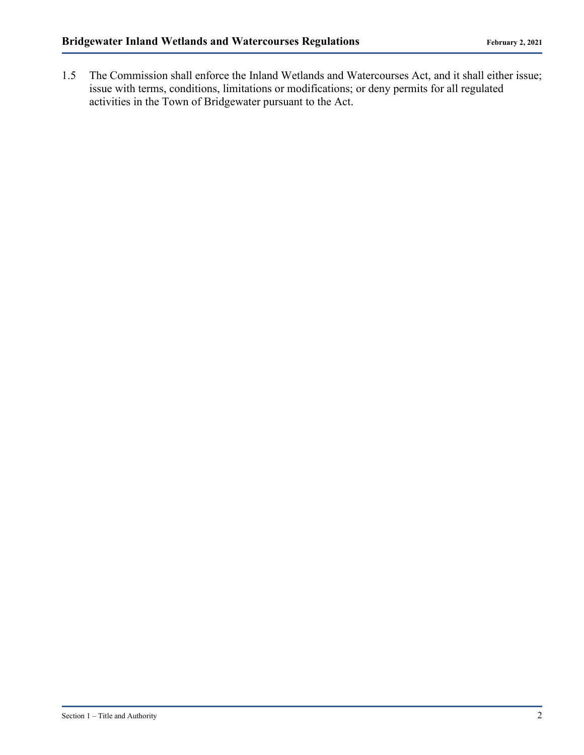1.5 The Commission shall enforce the Inland Wetlands and Watercourses Act, and it shall either issue; issue with terms, conditions, limitations or modifications; or deny permits for all regulated activities in the Town of Bridgewater pursuant to the Act.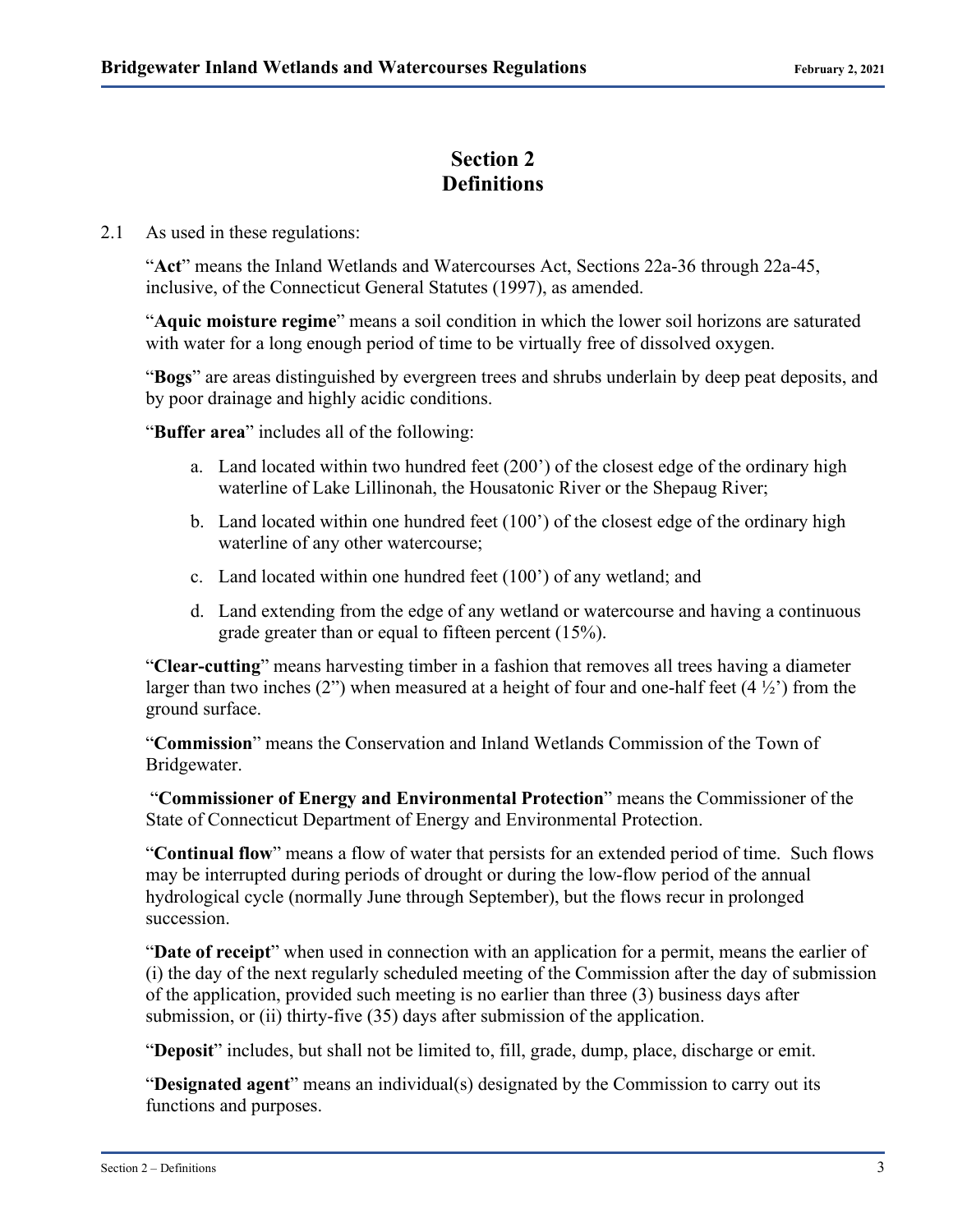# Section 2
# Definitions

2.1 As used in these regulations:

"**Act**" means the Inland Wetlands and Watercourses Act, Sections 22a-36 through 22a-45, inclusive, of the Connecticut General Statutes (1997), as amended.

"**Aquic moisture regime**" means a soil condition in which the lower soil horizons are saturated with water for a long enough period of time to be virtually free of dissolved oxygen.

"**Bogs**" are areas distinguished by evergreen trees and shrubs underlain by deep peat deposits, and by poor drainage and highly acidic conditions.

"**Buffer area**" includes all of the following:

a. Land located within two hundred feet (200') of the closest edge of the ordinary high waterline of Lake Lillinonah, the Housatonic River or the Shepaug River;

b. Land located within one hundred feet (100') of the closest edge of the ordinary high waterline of any other watercourse;

c. Land located within one hundred feet (100') of any wetland; and

d. Land extending from the edge of any wetland or watercourse and having a continuous grade greater than or equal to fifteen percent (15%).

"**Clear-cutting**" means harvesting timber in a fashion that removes all trees having a diameter larger than two inches (2") when measured at a height of four and one-half feet (4 ½') from the ground surface.

"**Commission**" means the Conservation and Inland Wetlands Commission of the Town of Bridgewater.

"**Commissioner of Energy and Environmental Protection**" means the Commissioner of the State of Connecticut Department of Energy and Environmental Protection.

"**Continual flow**" means a flow of water that persists for an extended period of time. Such flows may be interrupted during periods of drought or during the low-flow period of the annual hydrological cycle (normally June through September), but the flows recur in prolonged succession.

"**Date of receipt**" when used in connection with an application for a permit, means the earlier of (i) the day of the next regularly scheduled meeting of the Commission after the day of submission of the application, provided such meeting is no earlier than three (3) business days after submission, or (ii) thirty-five (35) days after submission of the application.

"**Deposit**" includes, but shall not be limited to, fill, grade, dump, place, discharge or emit.

"**Designated agent**" means an individual(s) designated by the Commission to carry out its functions and purposes.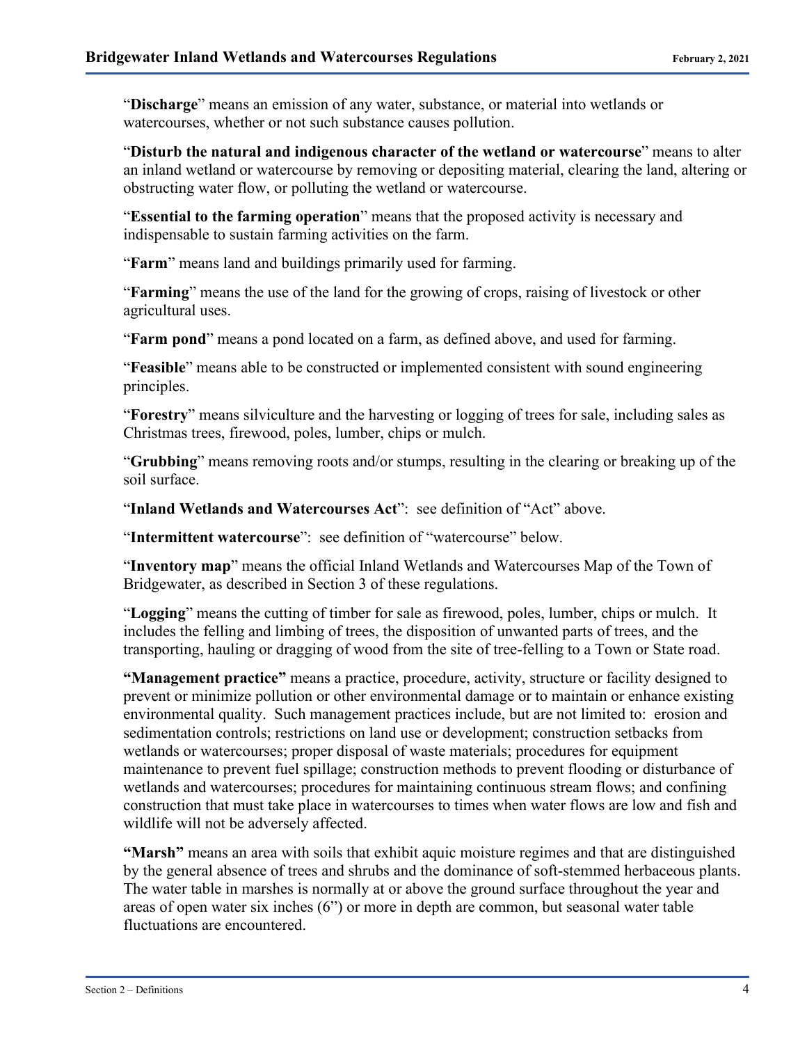"**Discharge**" means an emission of any water, substance, or material into wetlands or watercourses, whether or not such substance causes pollution.

"**Disturb the natural and indigenous character of the wetland or watercourse**" means to alter an inland wetland or watercourse by removing or depositing material, clearing the land, altering or obstructing water flow, or polluting the wetland or watercourse.

"**Essential to the farming operation**" means that the proposed activity is necessary and indispensable to sustain farming activities on the farm.

"**Farm**" means land and buildings primarily used for farming.

"**Farming**" means the use of the land for the growing of crops, raising of livestock or other agricultural uses.

"**Farm pond**" means a pond located on a farm, as defined above, and used for farming.

"**Feasible**" means able to be constructed or implemented consistent with sound engineering principles.

"**Forestry**" means silviculture and the harvesting or logging of trees for sale, including sales as Christmas trees, firewood, poles, lumber, chips or mulch.

"**Grubbing**" means removing roots and/or stumps, resulting in the clearing or breaking up of the soil surface.

"**Inland Wetlands and Watercourses Act**": see definition of "Act" above.

"**Intermittent watercourse**": see definition of "watercourse" below.

"**Inventory map**" means the official Inland Wetlands and Watercourses Map of the Town of Bridgewater, as described in Section 3 of these regulations.

"**Logging**" means the cutting of timber for sale as firewood, poles, lumber, chips or mulch. It includes the felling and limbing of trees, the disposition of unwanted parts of trees, and the transporting, hauling or dragging of wood from the site of tree-felling to a Town or State road.

**"Management practice"** means a practice, procedure, activity, structure or facility designed to prevent or minimize pollution or other environmental damage or to maintain or enhance existing environmental quality. Such management practices include, but are not limited to: erosion and sedimentation controls; restrictions on land use or development; construction setbacks from wetlands or watercourses; proper disposal of waste materials; procedures for equipment maintenance to prevent fuel spillage; construction methods to prevent flooding or disturbance of wetlands and watercourses; procedures for maintaining continuous stream flows; and confining construction that must take place in watercourses to times when water flows are low and fish and wildlife will not be adversely affected.

**"Marsh"** means an area with soils that exhibit aquic moisture regimes and that are distinguished by the general absence of trees and shrubs and the dominance of soft-stemmed herbaceous plants. The water table in marshes is normally at or above the ground surface throughout the year and areas of open water six inches (6") or more in depth are common, but seasonal water table fluctuations are encountered.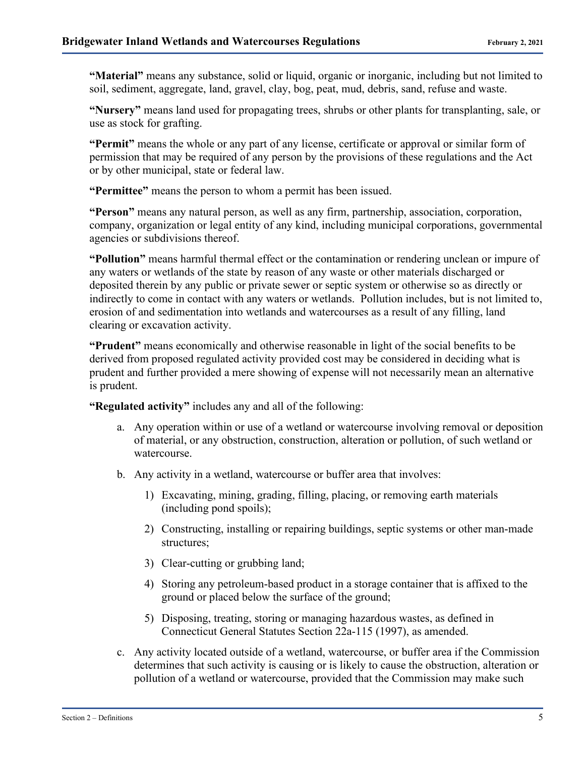**"Material"** means any substance, solid or liquid, organic or inorganic, including but not limited to soil, sediment, aggregate, land, gravel, clay, bog, peat, mud, debris, sand, refuse and waste.

**"Nursery"** means land used for propagating trees, shrubs or other plants for transplanting, sale, or use as stock for grafting.

**"Permit"** means the whole or any part of any license, certificate or approval or similar form of permission that may be required of any person by the provisions of these regulations and the Act or by other municipal, state or federal law.

**"Permittee"** means the person to whom a permit has been issued.

**"Person"** means any natural person, as well as any firm, partnership, association, corporation, company, organization or legal entity of any kind, including municipal corporations, governmental agencies or subdivisions thereof.

**"Pollution"** means harmful thermal effect or the contamination or rendering unclean or impure of any waters or wetlands of the state by reason of any waste or other materials discharged or deposited therein by any public or private sewer or septic system or otherwise so as directly or indirectly to come in contact with any waters or wetlands. Pollution includes, but is not limited to, erosion of and sedimentation into wetlands and watercourses as a result of any filling, land clearing or excavation activity.

**"Prudent"** means economically and otherwise reasonable in light of the social benefits to be derived from proposed regulated activity provided cost may be considered in deciding what is prudent and further provided a mere showing of expense will not necessarily mean an alternative is prudent.

**"Regulated activity"** includes any and all of the following:

a. Any operation within or use of a wetland or watercourse involving removal or deposition of material, or any obstruction, construction, alteration or pollution, of such wetland or watercourse.

b. Any activity in a wetland, watercourse or buffer area that involves:

   1) Excavating, mining, grading, filling, placing, or removing earth materials (including pond spoils);

   2) Constructing, installing or repairing buildings, septic systems or other man-made structures;

   3) Clear-cutting or grubbing land;

   4) Storing any petroleum-based product in a storage container that is affixed to the ground or placed below the surface of the ground;

   5) Disposing, treating, storing or managing hazardous wastes, as defined in Connecticut General Statutes Section 22a-115 (1997), as amended.

c. Any activity located outside of a wetland, watercourse, or buffer area if the Commission determines that such activity is causing or is likely to cause the obstruction, alteration or pollution of a wetland or watercourse, provided that the Commission may make such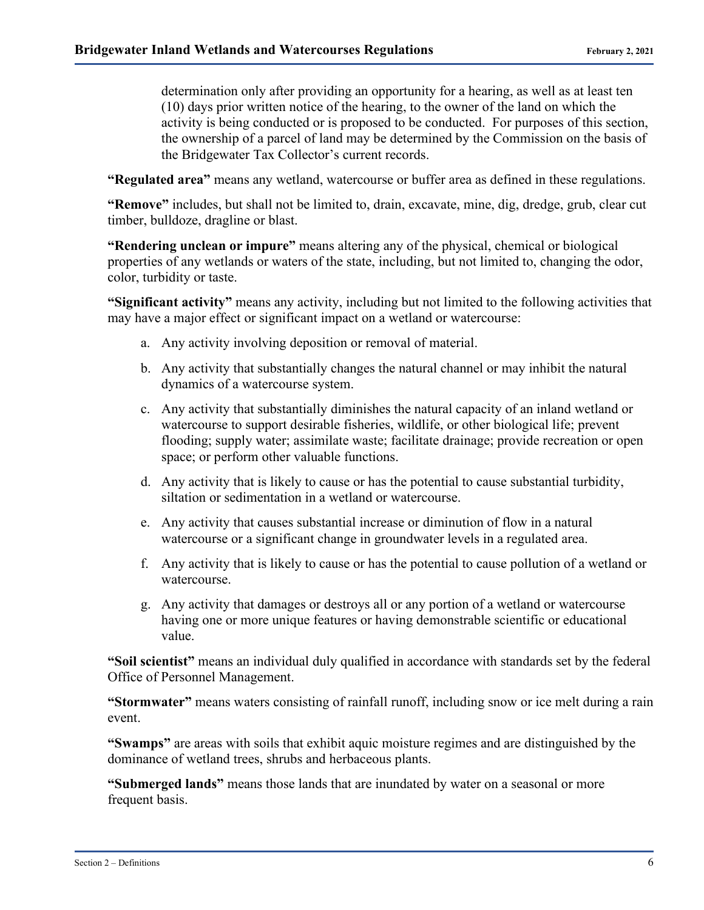determination only after providing an opportunity for a hearing, as well as at least ten (10) days prior written notice of the hearing, to the owner of the land on which the activity is being conducted or is proposed to be conducted. For purposes of this section, the ownership of a parcel of land may be determined by the Commission on the basis of the Bridgewater Tax Collector's current records.

**"Regulated area"** means any wetland, watercourse or buffer area as defined in these regulations.

**"Remove"** includes, but shall not be limited to, drain, excavate, mine, dig, dredge, grub, clear cut timber, bulldoze, dragline or blast.

**"Rendering unclean or impure"** means altering any of the physical, chemical or biological properties of any wetlands or waters of the state, including, but not limited to, changing the odor, color, turbidity or taste.

**"Significant activity"** means any activity, including but not limited to the following activities that may have a major effect or significant impact on a wetland or watercourse:

a. Any activity involving deposition or removal of material.

b. Any activity that substantially changes the natural channel or may inhibit the natural dynamics of a watercourse system.

c. Any activity that substantially diminishes the natural capacity of an inland wetland or watercourse to support desirable fisheries, wildlife, or other biological life; prevent flooding; supply water; assimilate waste; facilitate drainage; provide recreation or open space; or perform other valuable functions.

d. Any activity that is likely to cause or has the potential to cause substantial turbidity, siltation or sedimentation in a wetland or watercourse.

e. Any activity that causes substantial increase or diminution of flow in a natural watercourse or a significant change in groundwater levels in a regulated area.

f. Any activity that is likely to cause or has the potential to cause pollution of a wetland or watercourse.

g. Any activity that damages or destroys all or any portion of a wetland or watercourse having one or more unique features or having demonstrable scientific or educational value.

**"Soil scientist"** means an individual duly qualified in accordance with standards set by the federal Office of Personnel Management.

**"Stormwater"** means waters consisting of rainfall runoff, including snow or ice melt during a rain event.

**"Swamps"** are areas with soils that exhibit aquic moisture regimes and are distinguished by the dominance of wetland trees, shrubs and herbaceous plants.

**"Submerged lands"** means those lands that are inundated by water on a seasonal or more frequent basis.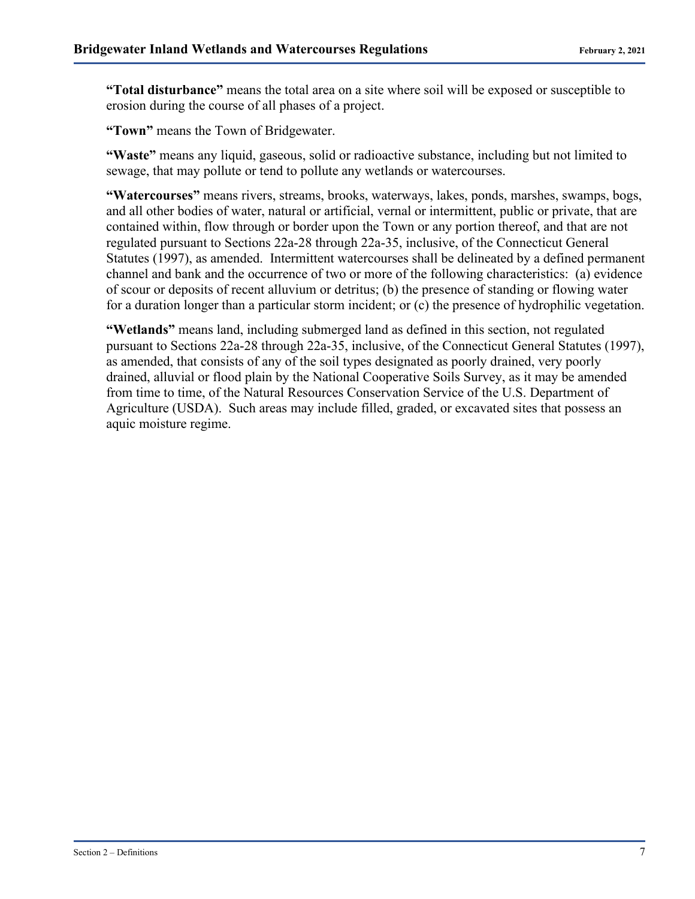**"Total disturbance"** means the total area on a site where soil will be exposed or susceptible to erosion during the course of all phases of a project.

**"Town"** means the Town of Bridgewater.

**"Waste"** means any liquid, gaseous, solid or radioactive substance, including but not limited to sewage, that may pollute or tend to pollute any wetlands or watercourses.

**"Watercourses"** means rivers, streams, brooks, waterways, lakes, ponds, marshes, swamps, bogs, and all other bodies of water, natural or artificial, vernal or intermittent, public or private, that are contained within, flow through or border upon the Town or any portion thereof, and that are not regulated pursuant to Sections 22a-28 through 22a-35, inclusive, of the Connecticut General Statutes (1997), as amended. Intermittent watercourses shall be delineated by a defined permanent channel and bank and the occurrence of two or more of the following characteristics: (a) evidence of scour or deposits of recent alluvium or detritus; (b) the presence of standing or flowing water for a duration longer than a particular storm incident; or (c) the presence of hydrophilic vegetation.

**"Wetlands"** means land, including submerged land as defined in this section, not regulated pursuant to Sections 22a-28 through 22a-35, inclusive, of the Connecticut General Statutes (1997), as amended, that consists of any of the soil types designated as poorly drained, very poorly drained, alluvial or flood plain by the National Cooperative Soils Survey, as it may be amended from time to time, of the Natural Resources Conservation Service of the U.S. Department of Agriculture (USDA). Such areas may include filled, graded, or excavated sites that possess an aquic moisture regime.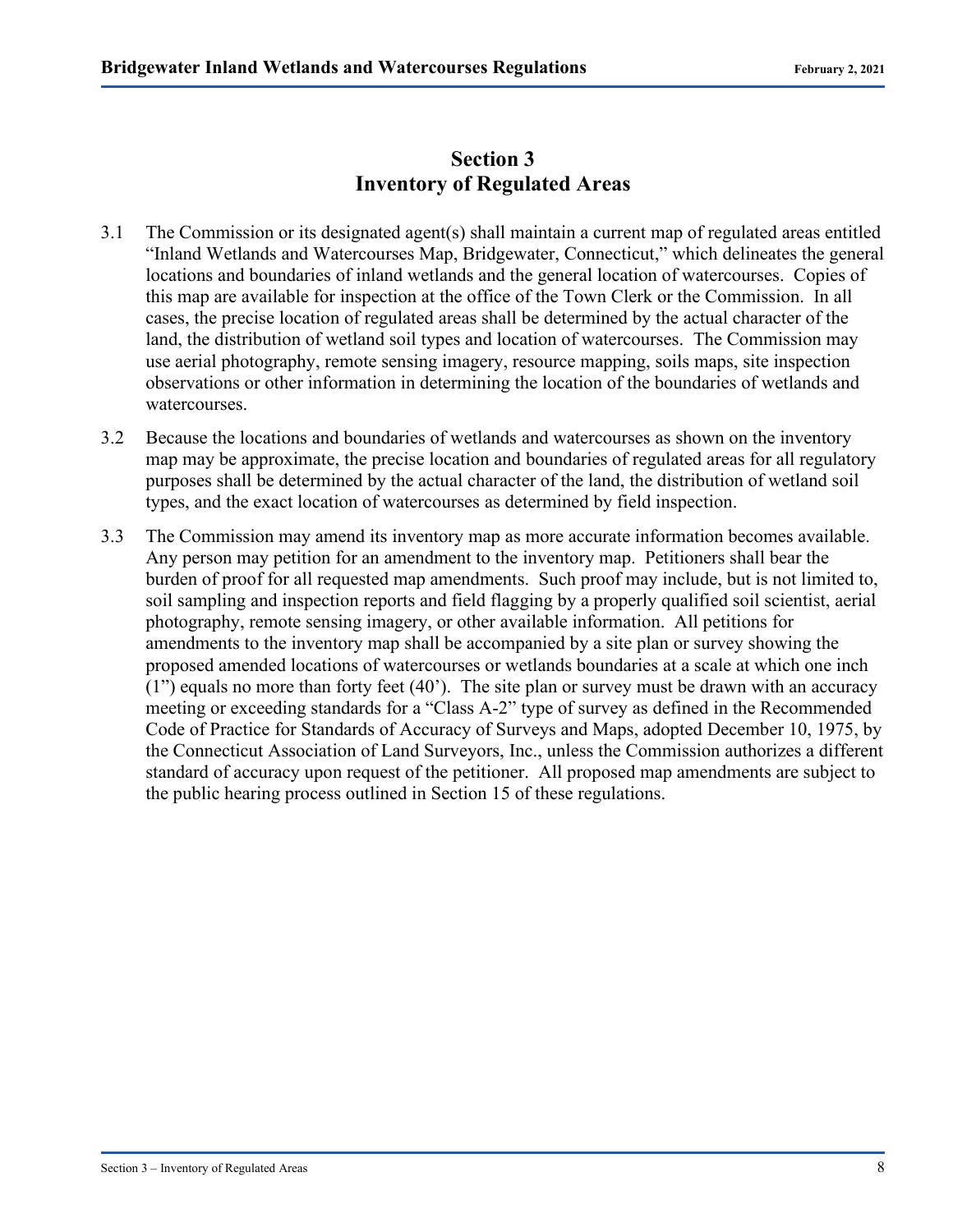# Section 3
# Inventory of Regulated Areas

3.1 The Commission or its designated agent(s) shall maintain a current map of regulated areas entitled "Inland Wetlands and Watercourses Map, Bridgewater, Connecticut," which delineates the general locations and boundaries of inland wetlands and the general location of watercourses. Copies of this map are available for inspection at the office of the Town Clerk or the Commission. In all cases, the precise location of regulated areas shall be determined by the actual character of the land, the distribution of wetland soil types and location of watercourses. The Commission may use aerial photography, remote sensing imagery, resource mapping, soils maps, site inspection observations or other information in determining the location of the boundaries of wetlands and watercourses.

3.2 Because the locations and boundaries of wetlands and watercourses as shown on the inventory map may be approximate, the precise location and boundaries of regulated areas for all regulatory purposes shall be determined by the actual character of the land, the distribution of wetland soil types, and the exact location of watercourses as determined by field inspection.

3.3 The Commission may amend its inventory map as more accurate information becomes available. Any person may petition for an amendment to the inventory map. Petitioners shall bear the burden of proof for all requested map amendments. Such proof may include, but is not limited to, soil sampling and inspection reports and field flagging by a properly qualified soil scientist, aerial photography, remote sensing imagery, or other available information. All petitions for amendments to the inventory map shall be accompanied by a site plan or survey showing the proposed amended locations of watercourses or wetlands boundaries at a scale at which one inch (1") equals no more than forty feet (40'). The site plan or survey must be drawn with an accuracy meeting or exceeding standards for a "Class A-2" type of survey as defined in the Recommended Code of Practice for Standards of Accuracy of Surveys and Maps, adopted December 10, 1975, by the Connecticut Association of Land Surveyors, Inc., unless the Commission authorizes a different standard of accuracy upon request of the petitioner. All proposed map amendments are subject to the public hearing process outlined in Section 15 of these regulations.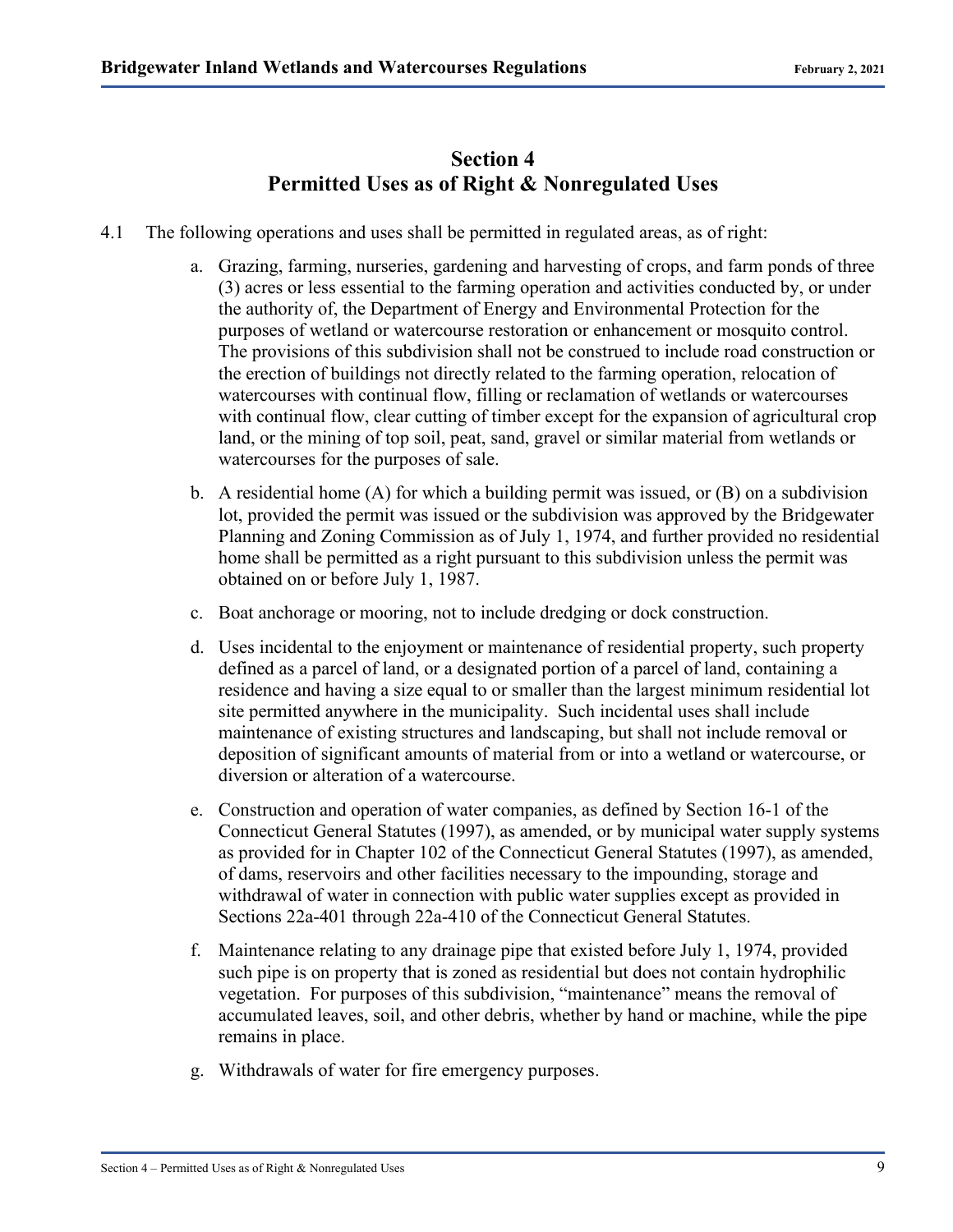## Section 4
## Permitted Uses as of Right & Nonregulated Uses

4.1 The following operations and uses shall be permitted in regulated areas, as of right:

a. Grazing, farming, nurseries, gardening and harvesting of crops, and farm ponds of three (3) acres or less essential to the farming operation and activities conducted by, or under the authority of, the Department of Energy and Environmental Protection for the purposes of wetland or watercourse restoration or enhancement or mosquito control. The provisions of this subdivision shall not be construed to include road construction or the erection of buildings not directly related to the farming operation, relocation of watercourses with continual flow, filling or reclamation of wetlands or watercourses with continual flow, clear cutting of timber except for the expansion of agricultural crop land, or the mining of top soil, peat, sand, gravel or similar material from wetlands or watercourses for the purposes of sale.

b. A residential home (A) for which a building permit was issued, or (B) on a subdivision lot, provided the permit was issued or the subdivision was approved by the Bridgewater Planning and Zoning Commission as of July 1, 1974, and further provided no residential home shall be permitted as a right pursuant to this subdivision unless the permit was obtained on or before July 1, 1987.

c. Boat anchorage or mooring, not to include dredging or dock construction.

d. Uses incidental to the enjoyment or maintenance of residential property, such property defined as a parcel of land, or a designated portion of a parcel of land, containing a residence and having a size equal to or smaller than the largest minimum residential lot site permitted anywhere in the municipality. Such incidental uses shall include maintenance of existing structures and landscaping, but shall not include removal or deposition of significant amounts of material from or into a wetland or watercourse, or diversion or alteration of a watercourse.

e. Construction and operation of water companies, as defined by Section 16-1 of the Connecticut General Statutes (1997), as amended, or by municipal water supply systems as provided for in Chapter 102 of the Connecticut General Statutes (1997), as amended, of dams, reservoirs and other facilities necessary to the impounding, storage and withdrawal of water in connection with public water supplies except as provided in Sections 22a-401 through 22a-410 of the Connecticut General Statutes.

f. Maintenance relating to any drainage pipe that existed before July 1, 1974, provided such pipe is on property that is zoned as residential but does not contain hydrophilic vegetation. For purposes of this subdivision, "maintenance" means the removal of accumulated leaves, soil, and other debris, whether by hand or machine, while the pipe remains in place.

g. Withdrawals of water for fire emergency purposes.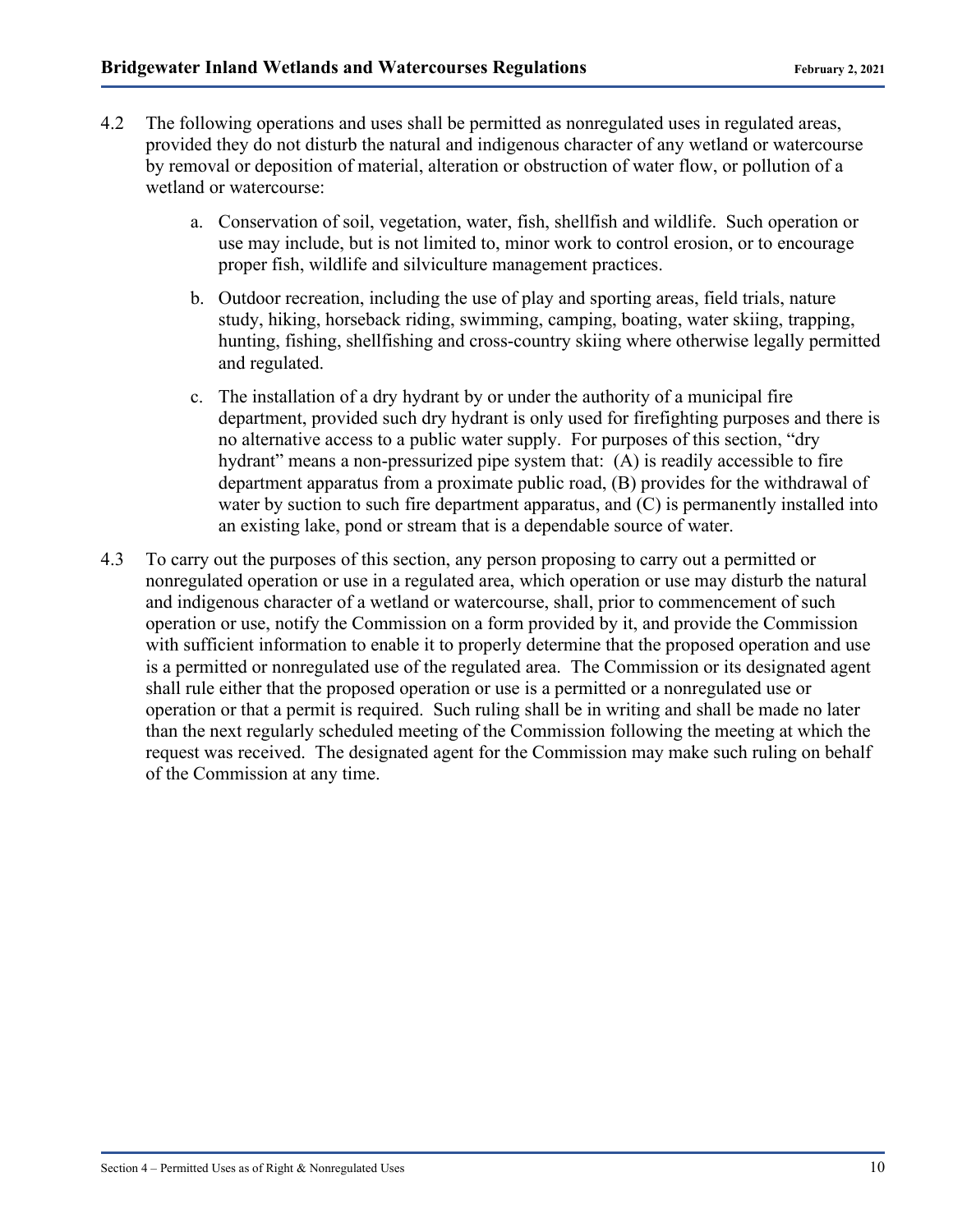4.2 The following operations and uses shall be permitted as nonregulated uses in regulated areas, provided they do not disturb the natural and indigenous character of any wetland or watercourse by removal or deposition of material, alteration or obstruction of water flow, or pollution of a wetland or watercourse:

a. Conservation of soil, vegetation, water, fish, shellfish and wildlife. Such operation or use may include, but is not limited to, minor work to control erosion, or to encourage proper fish, wildlife and silviculture management practices.

b. Outdoor recreation, including the use of play and sporting areas, field trials, nature study, hiking, horseback riding, swimming, camping, boating, water skiing, trapping, hunting, fishing, shellfishing and cross-country skiing where otherwise legally permitted and regulated.

c. The installation of a dry hydrant by or under the authority of a municipal fire department, provided such dry hydrant is only used for firefighting purposes and there is no alternative access to a public water supply. For purposes of this section, "dry hydrant" means a non-pressurized pipe system that: (A) is readily accessible to fire department apparatus from a proximate public road, (B) provides for the withdrawal of water by suction to such fire department apparatus, and (C) is permanently installed into an existing lake, pond or stream that is a dependable source of water.

4.3 To carry out the purposes of this section, any person proposing to carry out a permitted or nonregulated operation or use in a regulated area, which operation or use may disturb the natural and indigenous character of a wetland or watercourse, shall, prior to commencement of such operation or use, notify the Commission on a form provided by it, and provide the Commission with sufficient information to enable it to properly determine that the proposed operation and use is a permitted or nonregulated use of the regulated area. The Commission or its designated agent shall rule either that the proposed operation or use is a permitted or a nonregulated use or operation or that a permit is required. Such ruling shall be in writing and shall be made no later than the next regularly scheduled meeting of the Commission following the meeting at which the request was received. The designated agent for the Commission may make such ruling on behalf of the Commission at any time.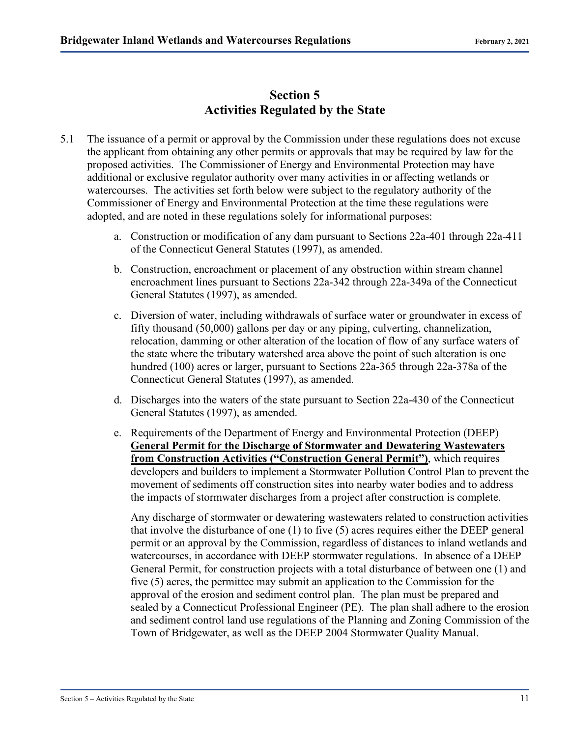# Section 5
# Activities Regulated by the State

5.1 The issuance of a permit or approval by the Commission under these regulations does not excuse the applicant from obtaining any other permits or approvals that may be required by law for the proposed activities. The Commissioner of Energy and Environmental Protection may have additional or exclusive regulator authority over many activities in or affecting wetlands or watercourses. The activities set forth below were subject to the regulatory authority of the Commissioner of Energy and Environmental Protection at the time these regulations were adopted, and are noted in these regulations solely for informational purposes:

a. Construction or modification of any dam pursuant to Sections 22a-401 through 22a-411 of the Connecticut General Statutes (1997), as amended.

b. Construction, encroachment or placement of any obstruction within stream channel encroachment lines pursuant to Sections 22a-342 through 22a-349a of the Connecticut General Statutes (1997), as amended.

c. Diversion of water, including withdrawals of surface water or groundwater in excess of fifty thousand (50,000) gallons per day or any piping, culverting, channelization, relocation, damming or other alteration of the location of flow of any surface waters of the state where the tributary watershed area above the point of such alteration is one hundred (100) acres or larger, pursuant to Sections 22a-365 through 22a-378a of the Connecticut General Statutes (1997), as amended.

d. Discharges into the waters of the state pursuant to Section 22a-430 of the Connecticut General Statutes (1997), as amended.

e. Requirements of the Department of Energy and Environmental Protection (DEEP) **General Permit for the Discharge of Stormwater and Dewatering Wastewaters from Construction Activities ("Construction General Permit")**, which requires developers and builders to implement a Stormwater Pollution Control Plan to prevent the movement of sediments off construction sites into nearby water bodies and to address the impacts of stormwater discharges from a project after construction is complete.

   Any discharge of stormwater or dewatering wastewaters related to construction activities that involve the disturbance of one (1) to five (5) acres requires either the DEEP general permit or an approval by the Commission, regardless of distances to inland wetlands and watercourses, in accordance with DEEP stormwater regulations. In absence of a DEEP General Permit, for construction projects with a total disturbance of between one (1) and five (5) acres, the permittee may submit an application to the Commission for the approval of the erosion and sediment control plan. The plan must be prepared and sealed by a Connecticut Professional Engineer (PE). The plan shall adhere to the erosion and sediment control land use regulations of the Planning and Zoning Commission of the Town of Bridgewater, as well as the DEEP 2004 Stormwater Quality Manual.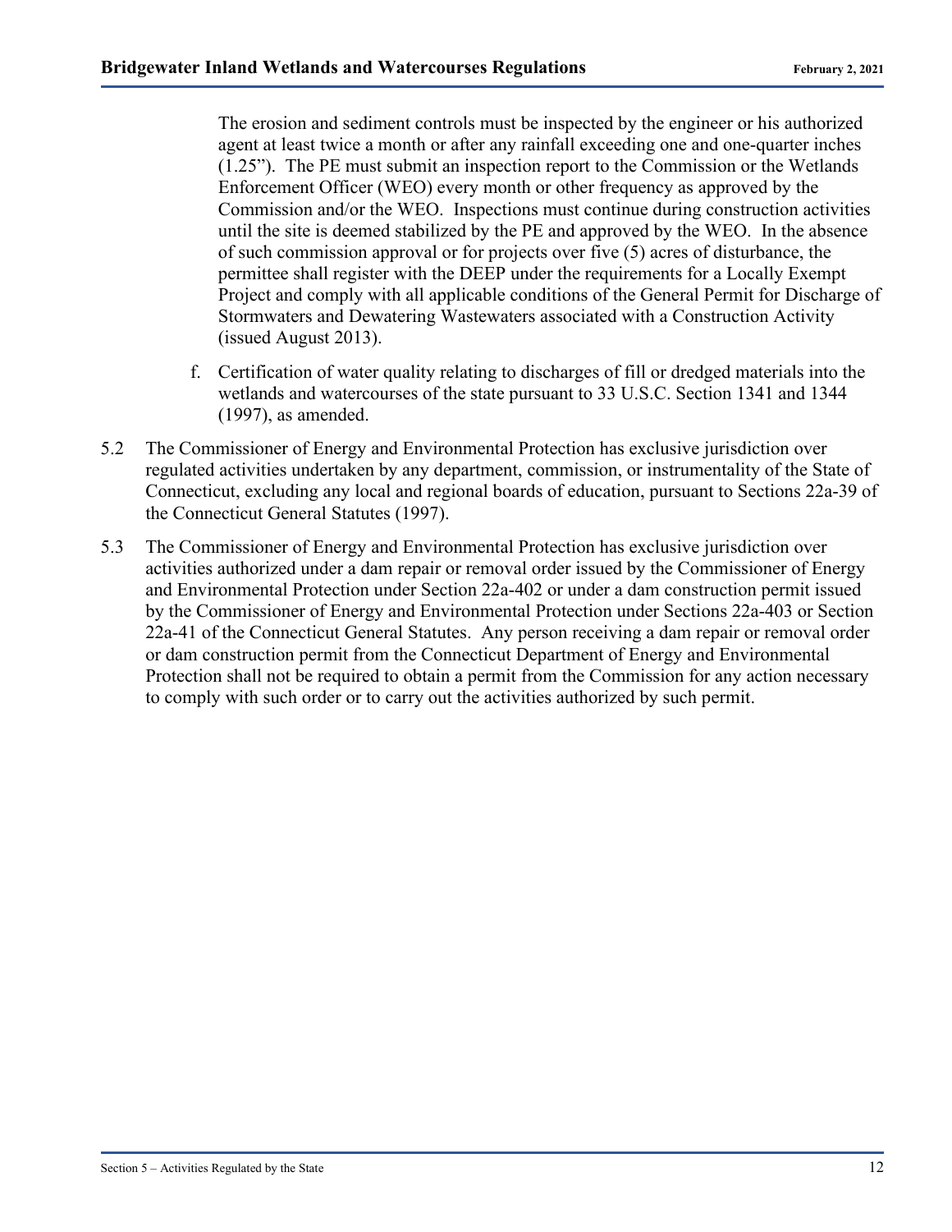The erosion and sediment controls must be inspected by the engineer or his authorized agent at least twice a month or after any rainfall exceeding one and one-quarter inches (1.25"). The PE must submit an inspection report to the Commission or the Wetlands Enforcement Officer (WEO) every month or other frequency as approved by the Commission and/or the WEO. Inspections must continue during construction activities until the site is deemed stabilized by the PE and approved by the WEO. In the absence of such commission approval or for projects over five (5) acres of disturbance, the permittee shall register with the DEEP under the requirements for a Locally Exempt Project and comply with all applicable conditions of the General Permit for Discharge of Stormwaters and Dewatering Wastewaters associated with a Construction Activity (issued August 2013).

f. Certification of water quality relating to discharges of fill or dredged materials into the wetlands and watercourses of the state pursuant to 33 U.S.C. Section 1341 and 1344 (1997), as amended.

5.2 The Commissioner of Energy and Environmental Protection has exclusive jurisdiction over regulated activities undertaken by any department, commission, or instrumentality of the State of Connecticut, excluding any local and regional boards of education, pursuant to Sections 22a-39 of the Connecticut General Statutes (1997).

5.3 The Commissioner of Energy and Environmental Protection has exclusive jurisdiction over activities authorized under a dam repair or removal order issued by the Commissioner of Energy and Environmental Protection under Section 22a-402 or under a dam construction permit issued by the Commissioner of Energy and Environmental Protection under Sections 22a-403 or Section 22a-41 of the Connecticut General Statutes. Any person receiving a dam repair or removal order or dam construction permit from the Connecticut Department of Energy and Environmental Protection shall not be required to obtain a permit from the Commission for any action necessary to comply with such order or to carry out the activities authorized by such permit.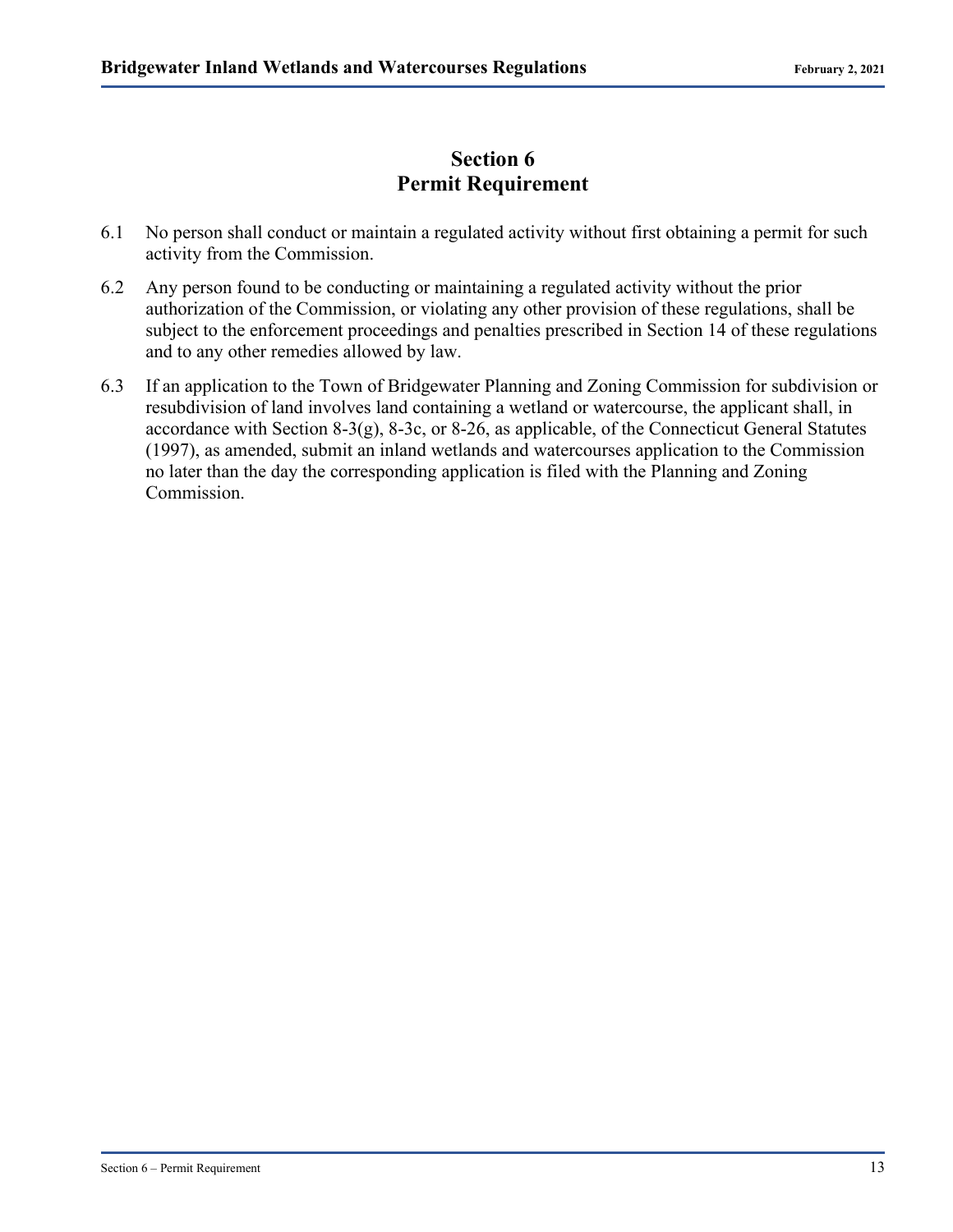# Section 6
# Permit Requirement

6.1 No person shall conduct or maintain a regulated activity without first obtaining a permit for such activity from the Commission.

6.2 Any person found to be conducting or maintaining a regulated activity without the prior authorization of the Commission, or violating any other provision of these regulations, shall be subject to the enforcement proceedings and penalties prescribed in Section 14 of these regulations and to any other remedies allowed by law.

6.3 If an application to the Town of Bridgewater Planning and Zoning Commission for subdivision or resubdivision of land involves land containing a wetland or watercourse, the applicant shall, in accordance with Section 8-3(g), 8-3c, or 8-26, as applicable, of the Connecticut General Statutes (1997), as amended, submit an inland wetlands and watercourses application to the Commission no later than the day the corresponding application is filed with the Planning and Zoning Commission.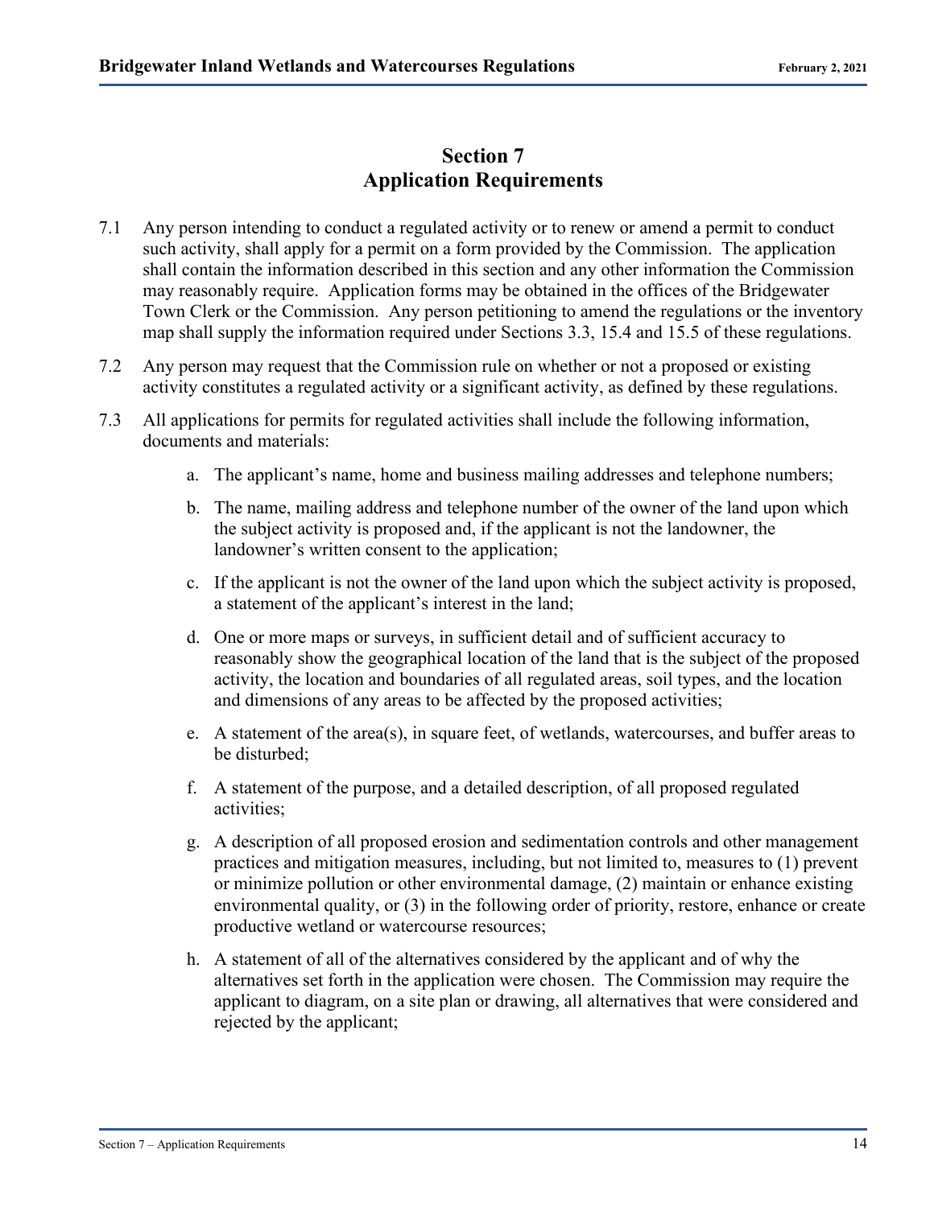# Section 7
# Application Requirements

7.1 Any person intending to conduct a regulated activity or to renew or amend a permit to conduct such activity, shall apply for a permit on a form provided by the Commission. The application shall contain the information described in this section and any other information the Commission may reasonably require. Application forms may be obtained in the offices of the Bridgewater Town Clerk or the Commission. Any person petitioning to amend the regulations or the inventory map shall supply the information required under Sections 3.3, 15.4 and 15.5 of these regulations.

7.2 Any person may request that the Commission rule on whether or not a proposed or existing activity constitutes a regulated activity or a significant activity, as defined by these regulations.

7.3 All applications for permits for regulated activities shall include the following information, documents and materials:

a. The applicant's name, home and business mailing addresses and telephone numbers;

b. The name, mailing address and telephone number of the owner of the land upon which the subject activity is proposed and, if the applicant is not the landowner, the landowner's written consent to the application;

c. If the applicant is not the owner of the land upon which the subject activity is proposed, a statement of the applicant's interest in the land;

d. One or more maps or surveys, in sufficient detail and of sufficient accuracy to reasonably show the geographical location of the land that is the subject of the proposed activity, the location and boundaries of all regulated areas, soil types, and the location and dimensions of any areas to be affected by the proposed activities;

e. A statement of the area(s), in square feet, of wetlands, watercourses, and buffer areas to be disturbed;

f. A statement of the purpose, and a detailed description, of all proposed regulated activities;

g. A description of all proposed erosion and sedimentation controls and other management practices and mitigation measures, including, but not limited to, measures to (1) prevent or minimize pollution or other environmental damage, (2) maintain or enhance existing environmental quality, or (3) in the following order of priority, restore, enhance or create productive wetland or watercourse resources;

h. A statement of all of the alternatives considered by the applicant and of why the alternatives set forth in the application were chosen. The Commission may require the applicant to diagram, on a site plan or drawing, all alternatives that were considered and rejected by the applicant;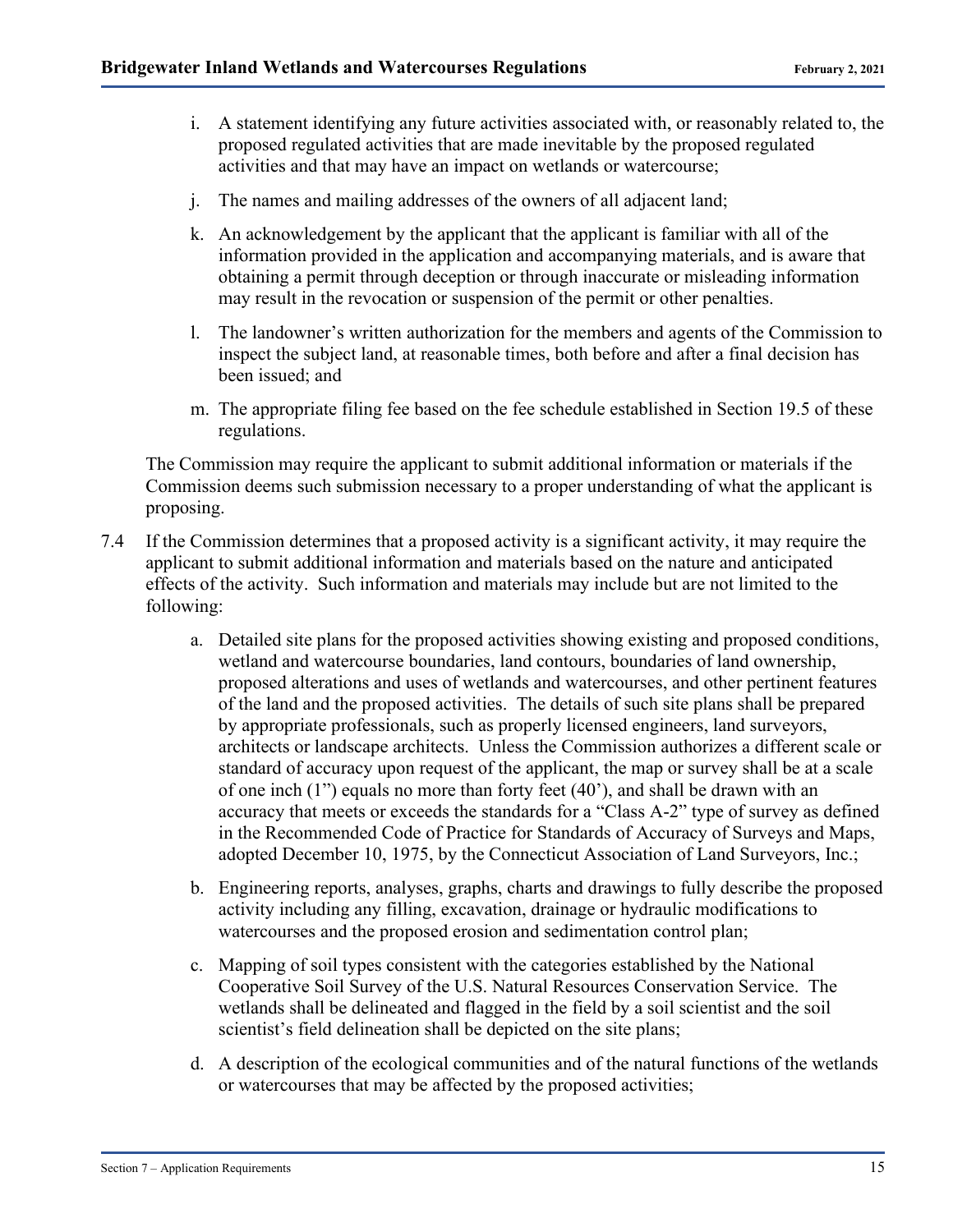i. A statement identifying any future activities associated with, or reasonably related to, the proposed regulated activities that are made inevitable by the proposed regulated activities and that may have an impact on wetlands or watercourse;

j. The names and mailing addresses of the owners of all adjacent land;

k. An acknowledgement by the applicant that the applicant is familiar with all of the information provided in the application and accompanying materials, and is aware that obtaining a permit through deception or through inaccurate or misleading information may result in the revocation or suspension of the permit or other penalties.

l. The landowner's written authorization for the members and agents of the Commission to inspect the subject land, at reasonable times, both before and after a final decision has been issued; and

m. The appropriate filing fee based on the fee schedule established in Section 19.5 of these regulations.

The Commission may require the applicant to submit additional information or materials if the Commission deems such submission necessary to a proper understanding of what the applicant is proposing.

7.4 If the Commission determines that a proposed activity is a significant activity, it may require the applicant to submit additional information and materials based on the nature and anticipated effects of the activity. Such information and materials may include but are not limited to the following:

a. Detailed site plans for the proposed activities showing existing and proposed conditions, wetland and watercourse boundaries, land contours, boundaries of land ownership, proposed alterations and uses of wetlands and watercourses, and other pertinent features of the land and the proposed activities. The details of such site plans shall be prepared by appropriate professionals, such as properly licensed engineers, land surveyors, architects or landscape architects. Unless the Commission authorizes a different scale or standard of accuracy upon request of the applicant, the map or survey shall be at a scale of one inch (1") equals no more than forty feet (40'), and shall be drawn with an accuracy that meets or exceeds the standards for a "Class A-2" type of survey as defined in the Recommended Code of Practice for Standards of Accuracy of Surveys and Maps, adopted December 10, 1975, by the Connecticut Association of Land Surveyors, Inc.;

b. Engineering reports, analyses, graphs, charts and drawings to fully describe the proposed activity including any filling, excavation, drainage or hydraulic modifications to watercourses and the proposed erosion and sedimentation control plan;

c. Mapping of soil types consistent with the categories established by the National Cooperative Soil Survey of the U.S. Natural Resources Conservation Service. The wetlands shall be delineated and flagged in the field by a soil scientist and the soil scientist's field delineation shall be depicted on the site plans;

d. A description of the ecological communities and of the natural functions of the wetlands or watercourses that may be affected by the proposed activities;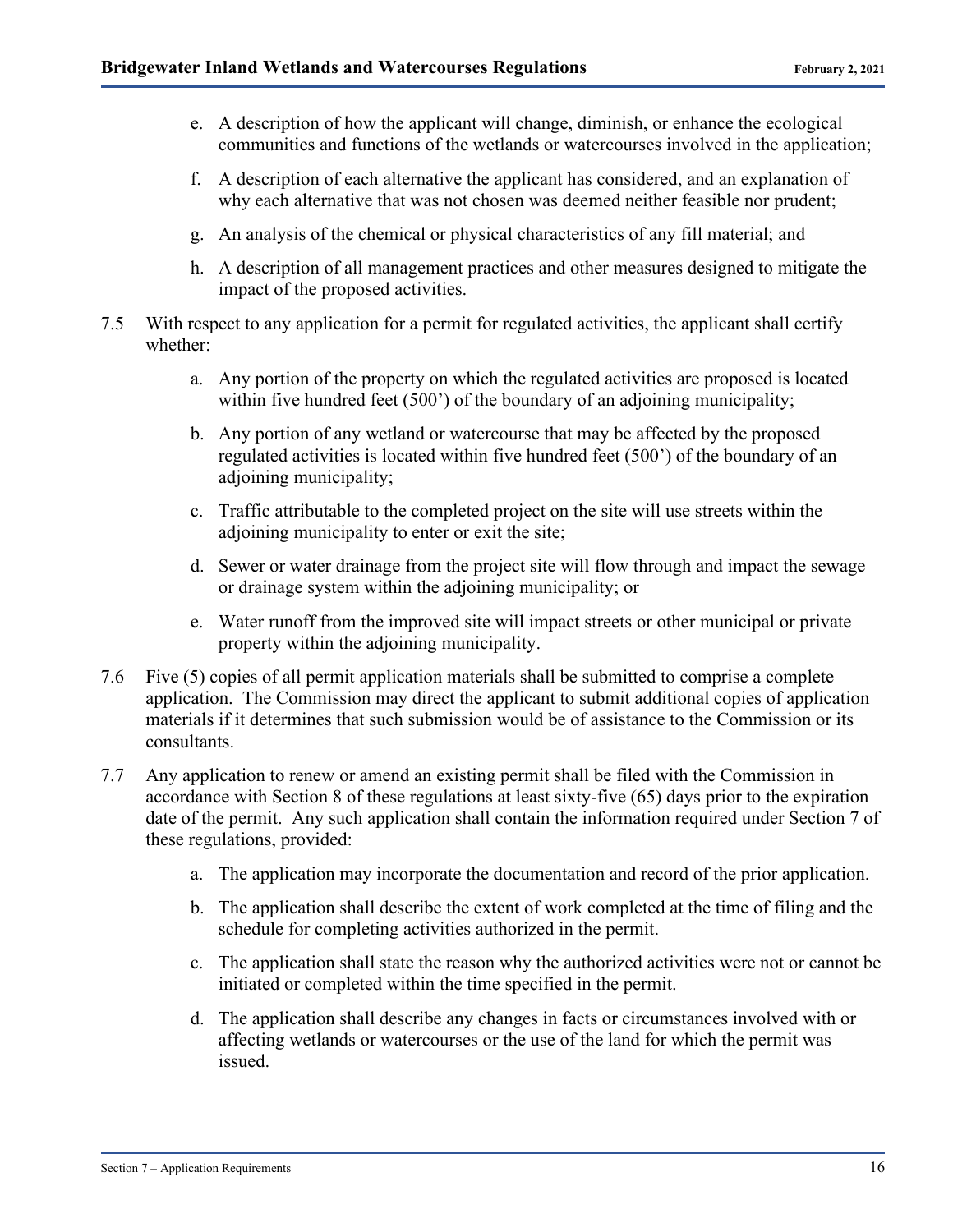e. A description of how the applicant will change, diminish, or enhance the ecological communities and functions of the wetlands or watercourses involved in the application;

f. A description of each alternative the applicant has considered, and an explanation of why each alternative that was not chosen was deemed neither feasible nor prudent;

g. An analysis of the chemical or physical characteristics of any fill material; and

h. A description of all management practices and other measures designed to mitigate the impact of the proposed activities.

7.5 With respect to any application for a permit for regulated activities, the applicant shall certify whether:

a. Any portion of the property on which the regulated activities are proposed is located within five hundred feet (500') of the boundary of an adjoining municipality;

b. Any portion of any wetland or watercourse that may be affected by the proposed regulated activities is located within five hundred feet (500') of the boundary of an adjoining municipality;

c. Traffic attributable to the completed project on the site will use streets within the adjoining municipality to enter or exit the site;

d. Sewer or water drainage from the project site will flow through and impact the sewage or drainage system within the adjoining municipality; or

e. Water runoff from the improved site will impact streets or other municipal or private property within the adjoining municipality.

7.6 Five (5) copies of all permit application materials shall be submitted to comprise a complete application. The Commission may direct the applicant to submit additional copies of application materials if it determines that such submission would be of assistance to the Commission or its consultants.

7.7 Any application to renew or amend an existing permit shall be filed with the Commission in accordance with Section 8 of these regulations at least sixty-five (65) days prior to the expiration date of the permit. Any such application shall contain the information required under Section 7 of these regulations, provided:

a. The application may incorporate the documentation and record of the prior application.

b. The application shall describe the extent of work completed at the time of filing and the schedule for completing activities authorized in the permit.

c. The application shall state the reason why the authorized activities were not or cannot be initiated or completed within the time specified in the permit.

d. The application shall describe any changes in facts or circumstances involved with or affecting wetlands or watercourses or the use of the land for which the permit was issued.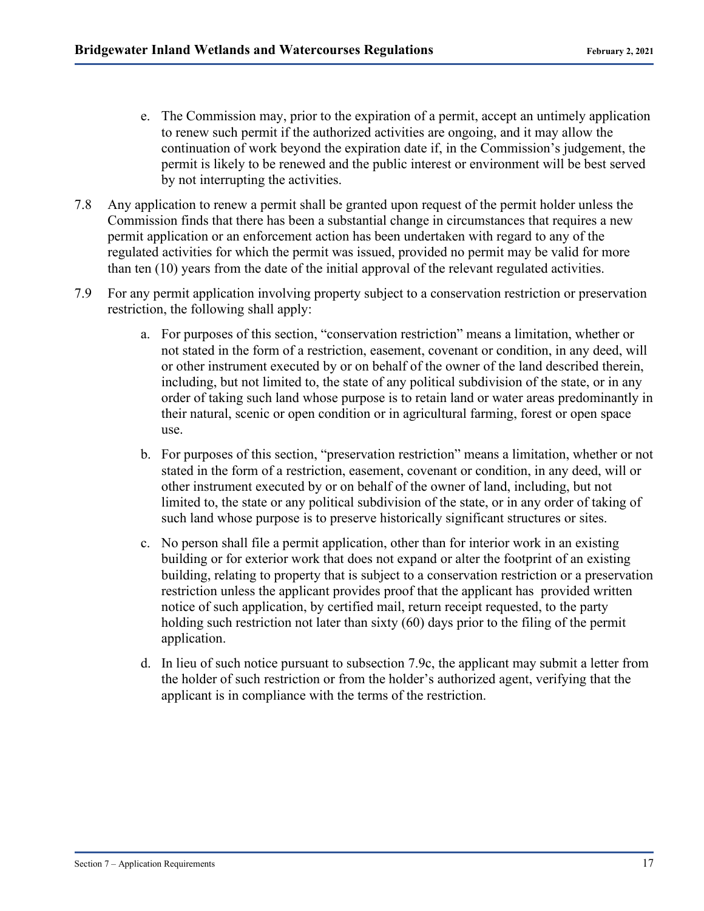e. The Commission may, prior to the expiration of a permit, accept an untimely application to renew such permit if the authorized activities are ongoing, and it may allow the continuation of work beyond the expiration date if, in the Commission's judgement, the permit is likely to be renewed and the public interest or environment will be best served by not interrupting the activities.

7.8 Any application to renew a permit shall be granted upon request of the permit holder unless the Commission finds that there has been a substantial change in circumstances that requires a new permit application or an enforcement action has been undertaken with regard to any of the regulated activities for which the permit was issued, provided no permit may be valid for more than ten (10) years from the date of the initial approval of the relevant regulated activities.

7.9 For any permit application involving property subject to a conservation restriction or preservation restriction, the following shall apply:

a. For purposes of this section, "conservation restriction" means a limitation, whether or not stated in the form of a restriction, easement, covenant or condition, in any deed, will or other instrument executed by or on behalf of the owner of the land described therein, including, but not limited to, the state of any political subdivision of the state, or in any order of taking such land whose purpose is to retain land or water areas predominantly in their natural, scenic or open condition or in agricultural farming, forest or open space use.

b. For purposes of this section, "preservation restriction" means a limitation, whether or not stated in the form of a restriction, easement, covenant or condition, in any deed, will or other instrument executed by or on behalf of the owner of land, including, but not limited to, the state or any political subdivision of the state, or in any order of taking of such land whose purpose is to preserve historically significant structures or sites.

c. No person shall file a permit application, other than for interior work in an existing building or for exterior work that does not expand or alter the footprint of an existing building, relating to property that is subject to a conservation restriction or a preservation restriction unless the applicant provides proof that the applicant has provided written notice of such application, by certified mail, return receipt requested, to the party holding such restriction not later than sixty (60) days prior to the filing of the permit application.

d. In lieu of such notice pursuant to subsection 7.9c, the applicant may submit a letter from the holder of such restriction or from the holder's authorized agent, verifying that the applicant is in compliance with the terms of the restriction.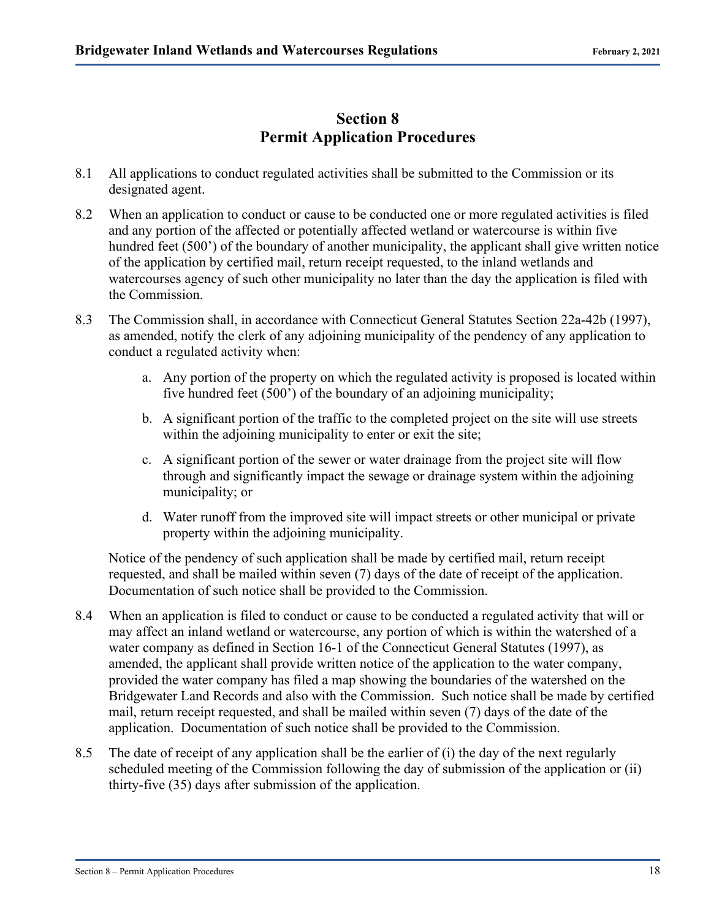# Section 8
# Permit Application Procedures

8.1 All applications to conduct regulated activities shall be submitted to the Commission or its designated agent.

8.2 When an application to conduct or cause to be conducted one or more regulated activities is filed and any portion of the affected or potentially affected wetland or watercourse is within five hundred feet (500') of the boundary of another municipality, the applicant shall give written notice of the application by certified mail, return receipt requested, to the inland wetlands and watercourses agency of such other municipality no later than the day the application is filed with the Commission.

8.3 The Commission shall, in accordance with Connecticut General Statutes Section 22a-42b (1997), as amended, notify the clerk of any adjoining municipality of the pendency of any application to conduct a regulated activity when:

   a. Any portion of the property on which the regulated activity is proposed is located within five hundred feet (500') of the boundary of an adjoining municipality;

   b. A significant portion of the traffic to the completed project on the site will use streets within the adjoining municipality to enter or exit the site;

   c. A significant portion of the sewer or water drainage from the project site will flow through and significantly impact the sewage or drainage system within the adjoining municipality; or

   d. Water runoff from the improved site will impact streets or other municipal or private property within the adjoining municipality.

   Notice of the pendency of such application shall be made by certified mail, return receipt requested, and shall be mailed within seven (7) days of the date of receipt of the application. Documentation of such notice shall be provided to the Commission.

8.4 When an application is filed to conduct or cause to be conducted a regulated activity that will or may affect an inland wetland or watercourse, any portion of which is within the watershed of a water company as defined in Section 16-1 of the Connecticut General Statutes (1997), as amended, the applicant shall provide written notice of the application to the water company, provided the water company has filed a map showing the boundaries of the watershed on the Bridgewater Land Records and also with the Commission. Such notice shall be made by certified mail, return receipt requested, and shall be mailed within seven (7) days of the date of the application. Documentation of such notice shall be provided to the Commission.

8.5 The date of receipt of any application shall be the earlier of (i) the day of the next regularly scheduled meeting of the Commission following the day of submission of the application or (ii) thirty-five (35) days after submission of the application.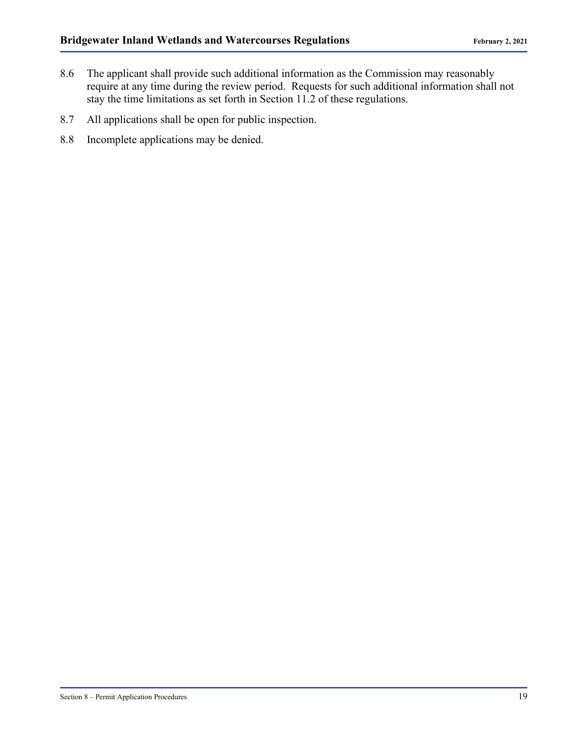8.6 The applicant shall provide such additional information as the Commission may reasonably require at any time during the review period. Requests for such additional information shall not stay the time limitations as set forth in Section 11.2 of these regulations.

8.7 All applications shall be open for public inspection.

8.8 Incomplete applications may be denied.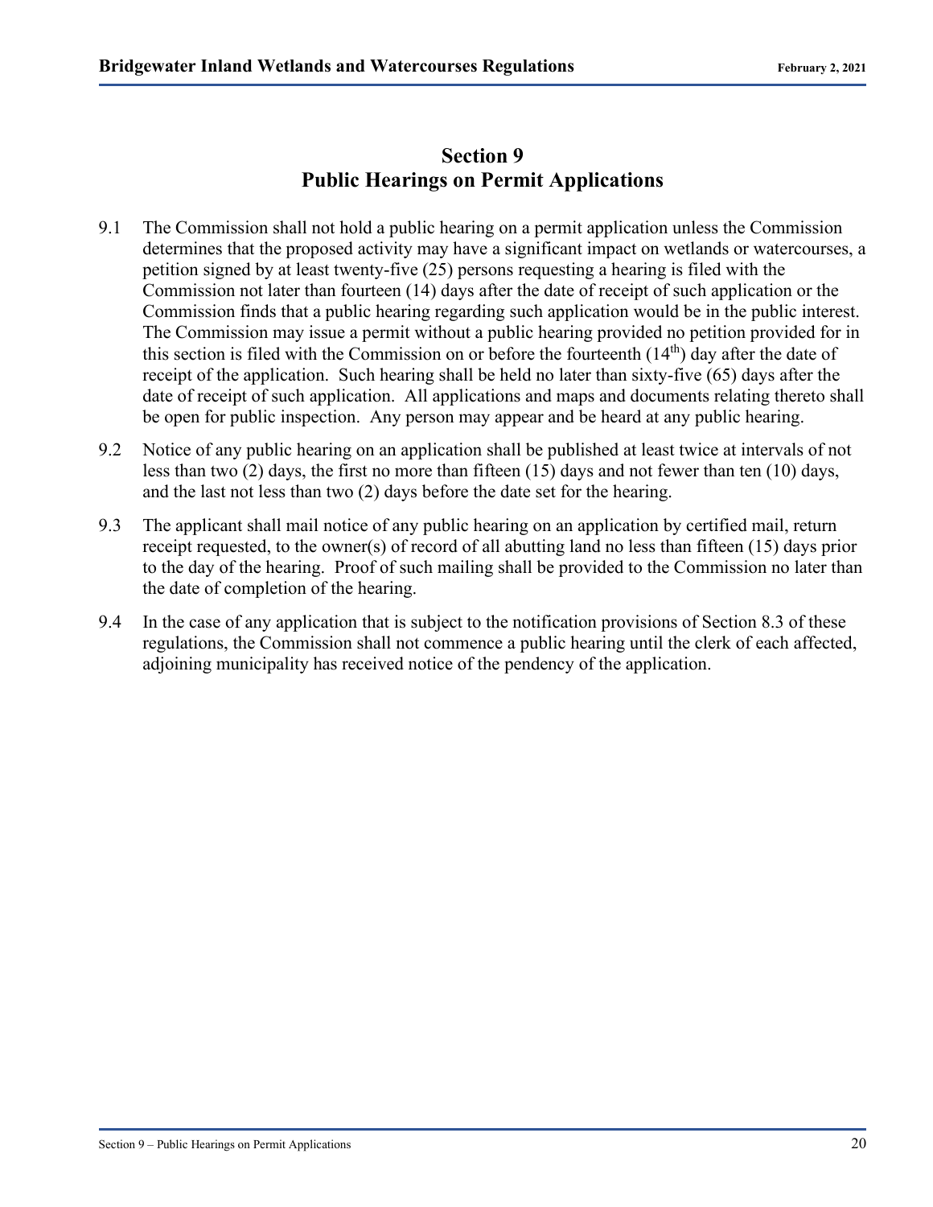## Section 9
## Public Hearings on Permit Applications

9.1 The Commission shall not hold a public hearing on a permit application unless the Commission determines that the proposed activity may have a significant impact on wetlands or watercourses, a petition signed by at least twenty-five (25) persons requesting a hearing is filed with the Commission not later than fourteen (14) days after the date of receipt of such application or the Commission finds that a public hearing regarding such application would be in the public interest. The Commission may issue a permit without a public hearing provided no petition provided for in this section is filed with the Commission on or before the fourteenth (14th) day after the date of receipt of the application. Such hearing shall be held no later than sixty-five (65) days after the date of receipt of such application. All applications and maps and documents relating thereto shall be open for public inspection. Any person may appear and be heard at any public hearing.

9.2 Notice of any public hearing on an application shall be published at least twice at intervals of not less than two (2) days, the first no more than fifteen (15) days and not fewer than ten (10) days, and the last not less than two (2) days before the date set for the hearing.

9.3 The applicant shall mail notice of any public hearing on an application by certified mail, return receipt requested, to the owner(s) of record of all abutting land no less than fifteen (15) days prior to the day of the hearing. Proof of such mailing shall be provided to the Commission no later than the date of completion of the hearing.

9.4 In the case of any application that is subject to the notification provisions of Section 8.3 of these regulations, the Commission shall not commence a public hearing until the clerk of each affected, adjoining municipality has received notice of the pendency of the application.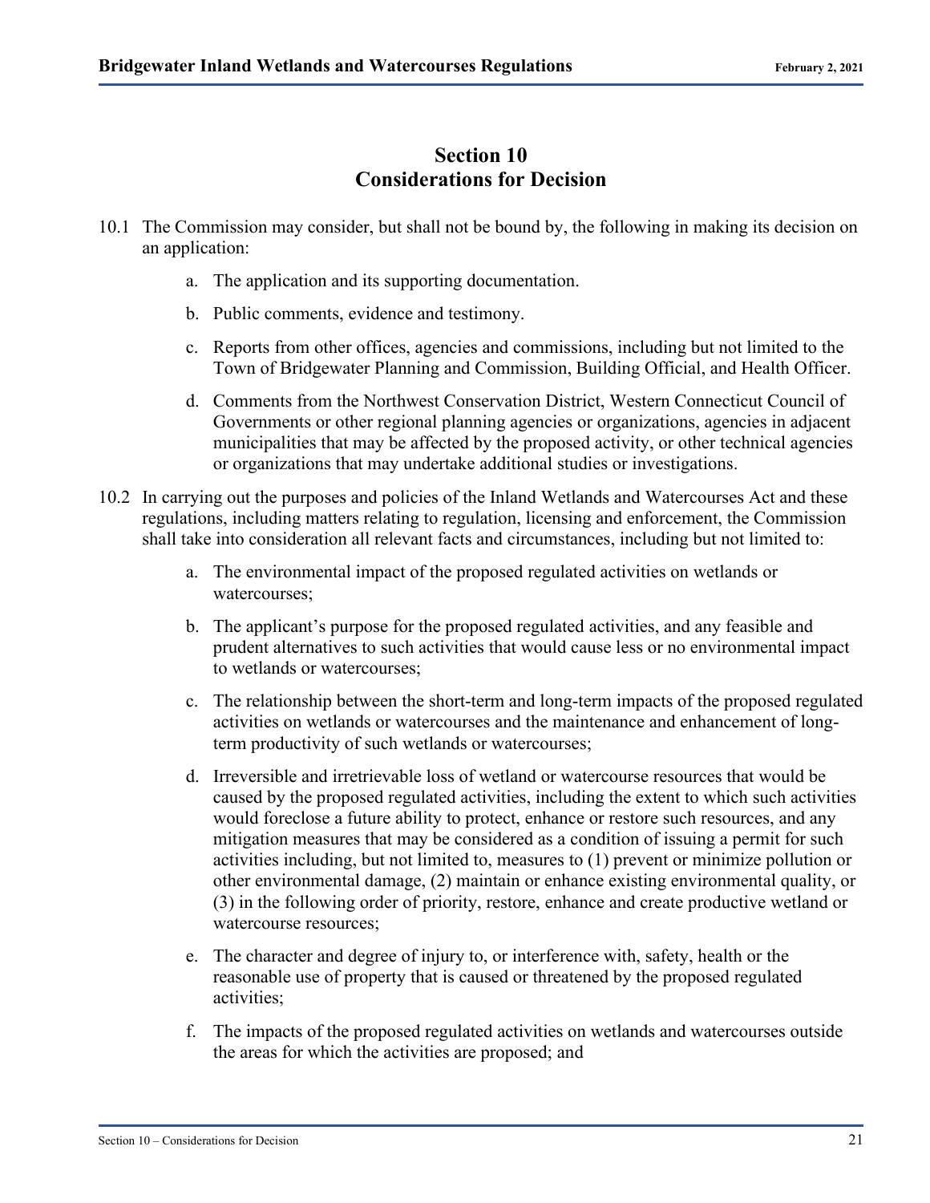# Section 10
# Considerations for Decision

10.1 The Commission may consider, but shall not be bound by, the following in making its decision on an application:

a. The application and its supporting documentation.

b. Public comments, evidence and testimony.

c. Reports from other offices, agencies and commissions, including but not limited to the Town of Bridgewater Planning and Commission, Building Official, and Health Officer.

d. Comments from the Northwest Conservation District, Western Connecticut Council of Governments or other regional planning agencies or organizations, agencies in adjacent municipalities that may be affected by the proposed activity, or other technical agencies or organizations that may undertake additional studies or investigations.

10.2 In carrying out the purposes and policies of the Inland Wetlands and Watercourses Act and these regulations, including matters relating to regulation, licensing and enforcement, the Commission shall take into consideration all relevant facts and circumstances, including but not limited to:

a. The environmental impact of the proposed regulated activities on wetlands or watercourses;

b. The applicant's purpose for the proposed regulated activities, and any feasible and prudent alternatives to such activities that would cause less or no environmental impact to wetlands or watercourses;

c. The relationship between the short-term and long-term impacts of the proposed regulated activities on wetlands or watercourses and the maintenance and enhancement of long-term productivity of such wetlands or watercourses;

d. Irreversible and irretrievable loss of wetland or watercourse resources that would be caused by the proposed regulated activities, including the extent to which such activities would foreclose a future ability to protect, enhance or restore such resources, and any mitigation measures that may be considered as a condition of issuing a permit for such activities including, but not limited to, measures to (1) prevent or minimize pollution or other environmental damage, (2) maintain or enhance existing environmental quality, or (3) in the following order of priority, restore, enhance and create productive wetland or watercourse resources;

e. The character and degree of injury to, or interference with, safety, health or the reasonable use of property that is caused or threatened by the proposed regulated activities;

f. The impacts of the proposed regulated activities on wetlands and watercourses outside the areas for which the activities are proposed; and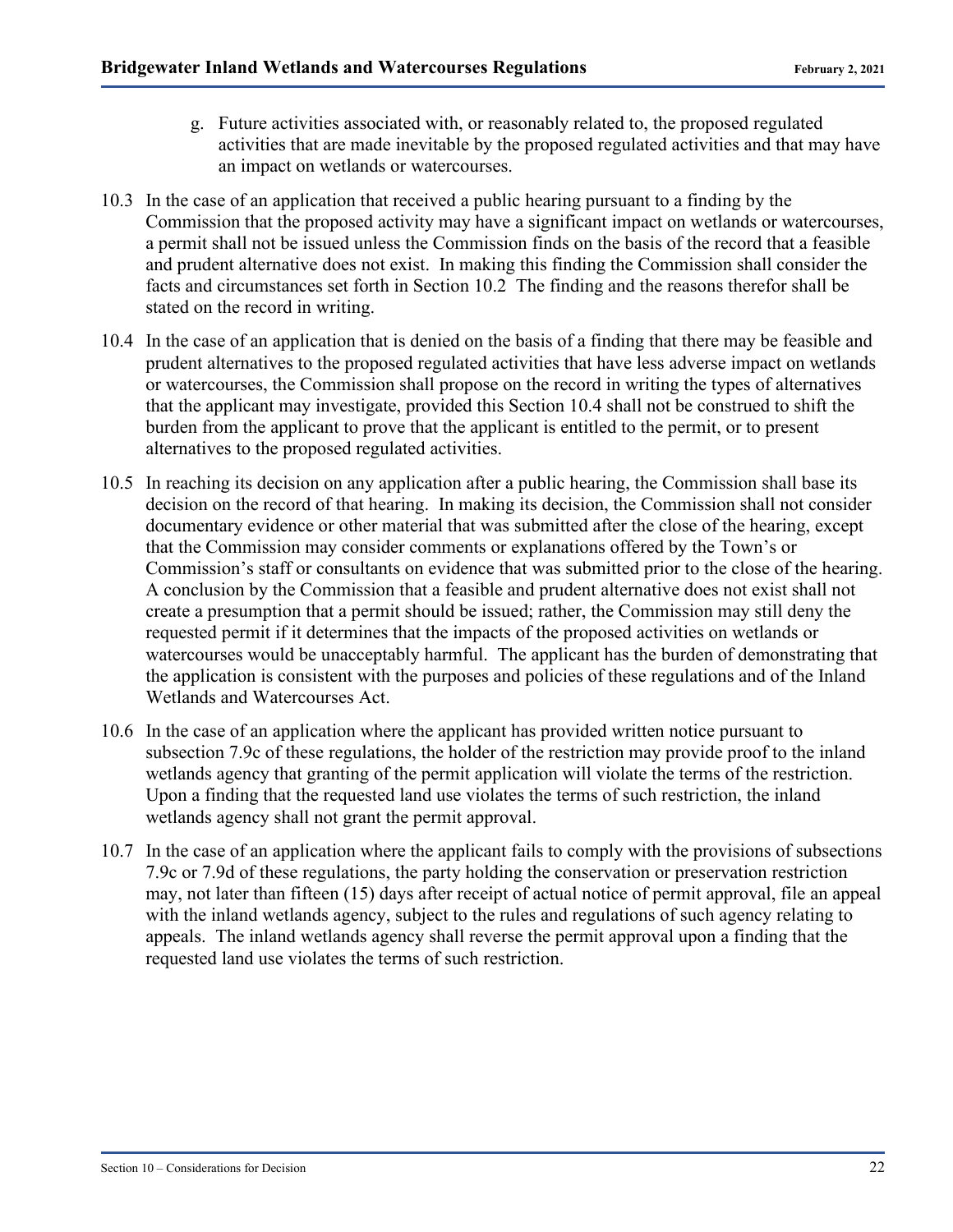g. Future activities associated with, or reasonably related to, the proposed regulated activities that are made inevitable by the proposed regulated activities and that may have an impact on wetlands or watercourses.

10.3 In the case of an application that received a public hearing pursuant to a finding by the Commission that the proposed activity may have a significant impact on wetlands or watercourses, a permit shall not be issued unless the Commission finds on the basis of the record that a feasible and prudent alternative does not exist. In making this finding the Commission shall consider the facts and circumstances set forth in Section 10.2 The finding and the reasons therefor shall be stated on the record in writing.

10.4 In the case of an application that is denied on the basis of a finding that there may be feasible and prudent alternatives to the proposed regulated activities that have less adverse impact on wetlands or watercourses, the Commission shall propose on the record in writing the types of alternatives that the applicant may investigate, provided this Section 10.4 shall not be construed to shift the burden from the applicant to prove that the applicant is entitled to the permit, or to present alternatives to the proposed regulated activities.

10.5 In reaching its decision on any application after a public hearing, the Commission shall base its decision on the record of that hearing. In making its decision, the Commission shall not consider documentary evidence or other material that was submitted after the close of the hearing, except that the Commission may consider comments or explanations offered by the Town's or Commission's staff or consultants on evidence that was submitted prior to the close of the hearing. A conclusion by the Commission that a feasible and prudent alternative does not exist shall not create a presumption that a permit should be issued; rather, the Commission may still deny the requested permit if it determines that the impacts of the proposed activities on wetlands or watercourses would be unacceptably harmful. The applicant has the burden of demonstrating that the application is consistent with the purposes and policies of these regulations and of the Inland Wetlands and Watercourses Act.

10.6 In the case of an application where the applicant has provided written notice pursuant to subsection 7.9c of these regulations, the holder of the restriction may provide proof to the inland wetlands agency that granting of the permit application will violate the terms of the restriction. Upon a finding that the requested land use violates the terms of such restriction, the inland wetlands agency shall not grant the permit approval.

10.7 In the case of an application where the applicant fails to comply with the provisions of subsections 7.9c or 7.9d of these regulations, the party holding the conservation or preservation restriction may, not later than fifteen (15) days after receipt of actual notice of permit approval, file an appeal with the inland wetlands agency, subject to the rules and regulations of such agency relating to appeals. The inland wetlands agency shall reverse the permit approval upon a finding that the requested land use violates the terms of such restriction.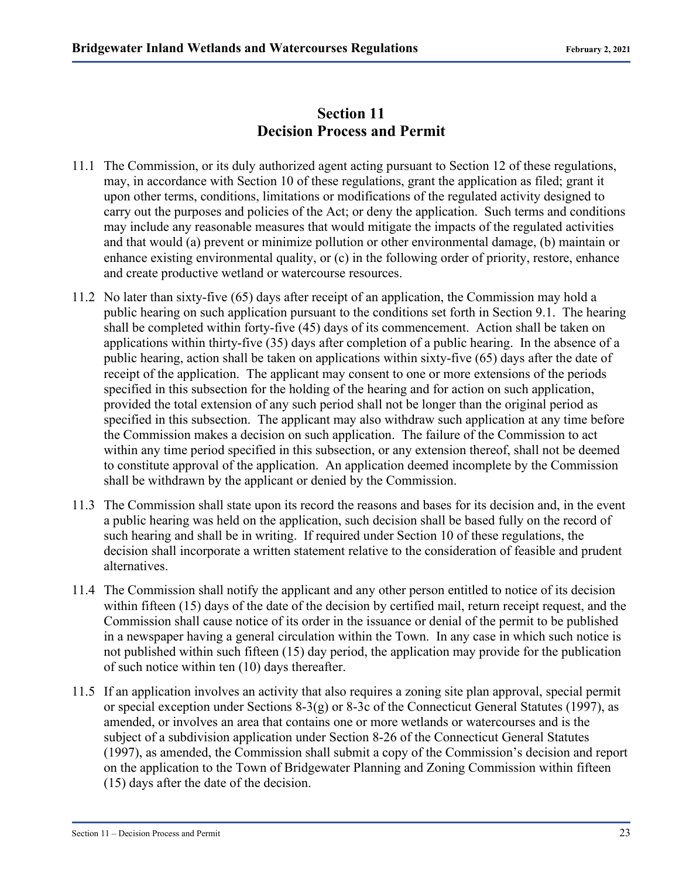# Section 11
# Decision Process and Permit

11.1 The Commission, or its duly authorized agent acting pursuant to Section 12 of these regulations, may, in accordance with Section 10 of these regulations, grant the application as filed; grant it upon other terms, conditions, limitations or modifications of the regulated activity designed to carry out the purposes and policies of the Act; or deny the application. Such terms and conditions may include any reasonable measures that would mitigate the impacts of the regulated activities and that would (a) prevent or minimize pollution or other environmental damage, (b) maintain or enhance existing environmental quality, or (c) in the following order of priority, restore, enhance and create productive wetland or watercourse resources.

11.2 No later than sixty-five (65) days after receipt of an application, the Commission may hold a public hearing on such application pursuant to the conditions set forth in Section 9.1. The hearing shall be completed within forty-five (45) days of its commencement. Action shall be taken on applications within thirty-five (35) days after completion of a public hearing. In the absence of a public hearing, action shall be taken on applications within sixty-five (65) days after the date of receipt of the application. The applicant may consent to one or more extensions of the periods specified in this subsection for the holding of the hearing and for action on such application, provided the total extension of any such period shall not be longer than the original period as specified in this subsection. The applicant may also withdraw such application at any time before the Commission makes a decision on such application. The failure of the Commission to act within any time period specified in this subsection, or any extension thereof, shall not be deemed to constitute approval of the application. An application deemed incomplete by the Commission shall be withdrawn by the applicant or denied by the Commission.

11.3 The Commission shall state upon its record the reasons and bases for its decision and, in the event a public hearing was held on the application, such decision shall be based fully on the record of such hearing and shall be in writing. If required under Section 10 of these regulations, the decision shall incorporate a written statement relative to the consideration of feasible and prudent alternatives.

11.4 The Commission shall notify the applicant and any other person entitled to notice of its decision within fifteen (15) days of the date of the decision by certified mail, return receipt request, and the Commission shall cause notice of its order in the issuance or denial of the permit to be published in a newspaper having a general circulation within the Town. In any case in which such notice is not published within such fifteen (15) day period, the application may provide for the publication of such notice within ten (10) days thereafter.

11.5 If an application involves an activity that also requires a zoning site plan approval, special permit or special exception under Sections 8-3(g) or 8-3c of the Connecticut General Statutes (1997), as amended, or involves an area that contains one or more wetlands or watercourses and is the subject of a subdivision application under Section 8-26 of the Connecticut General Statutes (1997), as amended, the Commission shall submit a copy of the Commission's decision and report on the application to the Town of Bridgewater Planning and Zoning Commission within fifteen (15) days after the date of the decision.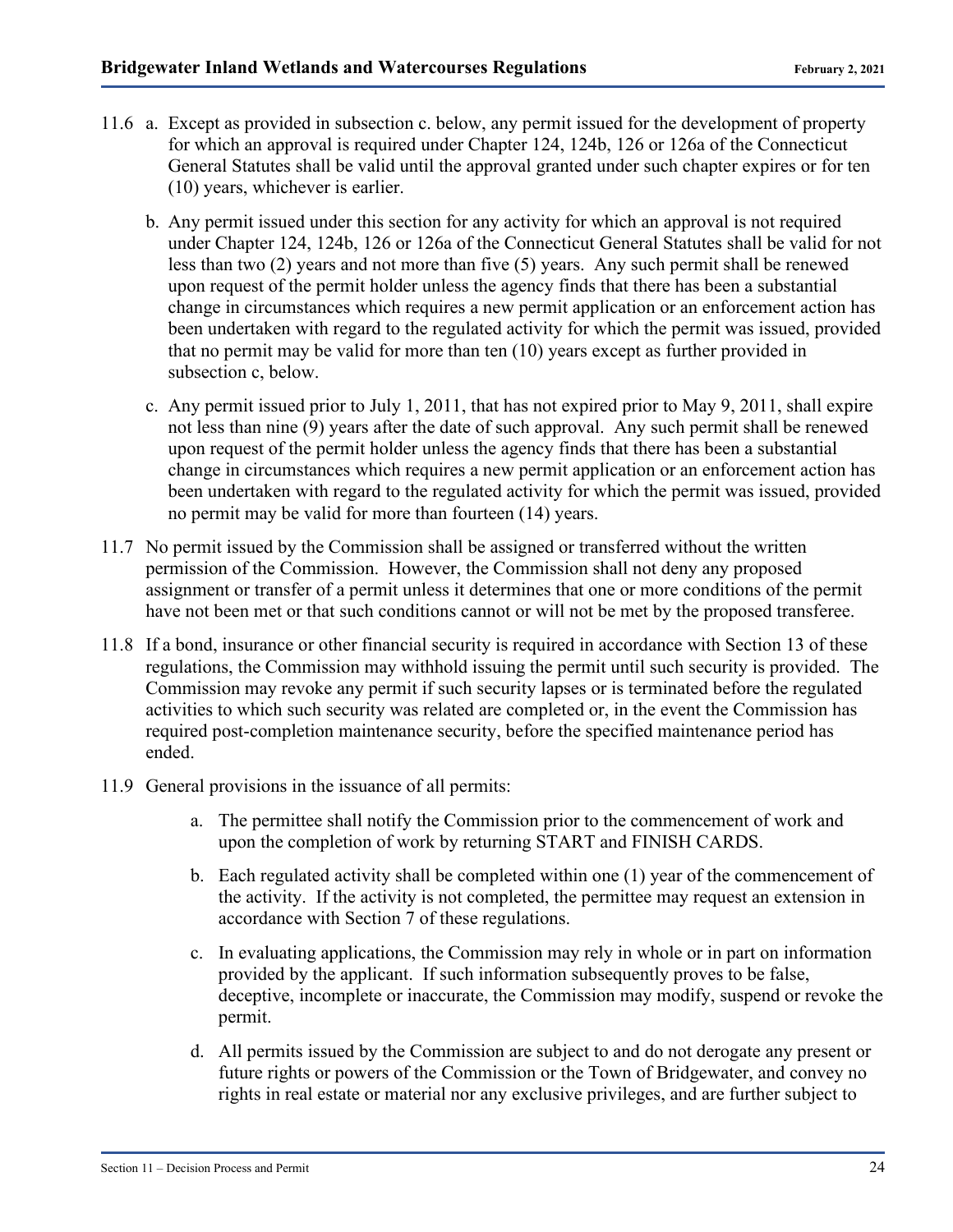11.6 a. Except as provided in subsection c. below, any permit issued for the development of property for which an approval is required under Chapter 124, 124b, 126 or 126a of the Connecticut General Statutes shall be valid until the approval granted under such chapter expires or for ten (10) years, whichever is earlier.

b. Any permit issued under this section for any activity for which an approval is not required under Chapter 124, 124b, 126 or 126a of the Connecticut General Statutes shall be valid for not less than two (2) years and not more than five (5) years. Any such permit shall be renewed upon request of the permit holder unless the agency finds that there has been a substantial change in circumstances which requires a new permit application or an enforcement action has been undertaken with regard to the regulated activity for which the permit was issued, provided that no permit may be valid for more than ten (10) years except as further provided in subsection c, below.

c. Any permit issued prior to July 1, 2011, that has not expired prior to May 9, 2011, shall expire not less than nine (9) years after the date of such approval. Any such permit shall be renewed upon request of the permit holder unless the agency finds that there has been a substantial change in circumstances which requires a new permit application or an enforcement action has been undertaken with regard to the regulated activity for which the permit was issued, provided no permit may be valid for more than fourteen (14) years.

11.7 No permit issued by the Commission shall be assigned or transferred without the written permission of the Commission. However, the Commission shall not deny any proposed assignment or transfer of a permit unless it determines that one or more conditions of the permit have not been met or that such conditions cannot or will not be met by the proposed transferee.

11.8 If a bond, insurance or other financial security is required in accordance with Section 13 of these regulations, the Commission may withhold issuing the permit until such security is provided. The Commission may revoke any permit if such security lapses or is terminated before the regulated activities to which such security was related are completed or, in the event the Commission has required post-completion maintenance security, before the specified maintenance period has ended.

11.9 General provisions in the issuance of all permits:

a. The permittee shall notify the Commission prior to the commencement of work and upon the completion of work by returning START and FINISH CARDS.

b. Each regulated activity shall be completed within one (1) year of the commencement of the activity. If the activity is not completed, the permittee may request an extension in accordance with Section 7 of these regulations.

c. In evaluating applications, the Commission may rely in whole or in part on information provided by the applicant. If such information subsequently proves to be false, deceptive, incomplete or inaccurate, the Commission may modify, suspend or revoke the permit.

d. All permits issued by the Commission are subject to and do not derogate any present or future rights or powers of the Commission or the Town of Bridgewater, and convey no rights in real estate or material nor any exclusive privileges, and are further subject to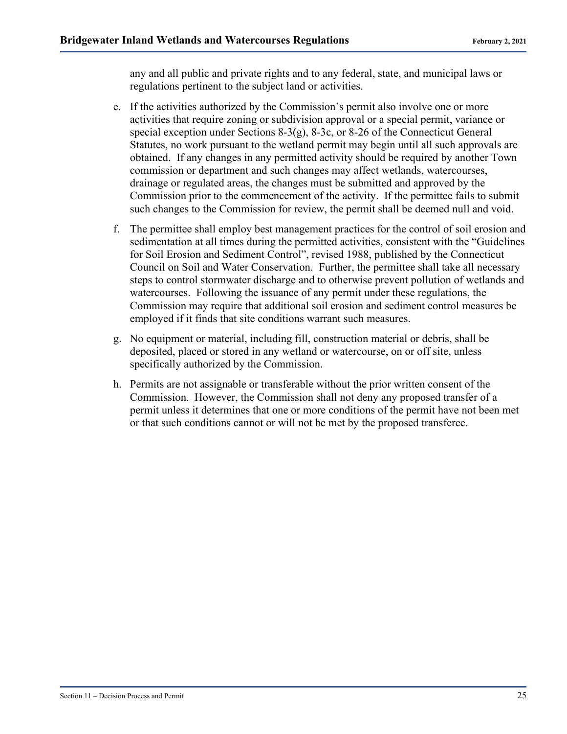any and all public and private rights and to any federal, state, and municipal laws or regulations pertinent to the subject land or activities.

e. If the activities authorized by the Commission's permit also involve one or more activities that require zoning or subdivision approval or a special permit, variance or special exception under Sections 8-3(g), 8-3c, or 8-26 of the Connecticut General Statutes, no work pursuant to the wetland permit may begin until all such approvals are obtained. If any changes in any permitted activity should be required by another Town commission or department and such changes may affect wetlands, watercourses, drainage or regulated areas, the changes must be submitted and approved by the Commission prior to the commencement of the activity. If the permittee fails to submit such changes to the Commission for review, the permit shall be deemed null and void.

f. The permittee shall employ best management practices for the control of soil erosion and sedimentation at all times during the permitted activities, consistent with the "Guidelines for Soil Erosion and Sediment Control", revised 1988, published by the Connecticut Council on Soil and Water Conservation. Further, the permittee shall take all necessary steps to control stormwater discharge and to otherwise prevent pollution of wetlands and watercourses. Following the issuance of any permit under these regulations, the Commission may require that additional soil erosion and sediment control measures be employed if it finds that site conditions warrant such measures.

g. No equipment or material, including fill, construction material or debris, shall be deposited, placed or stored in any wetland or watercourse, on or off site, unless specifically authorized by the Commission.

h. Permits are not assignable or transferable without the prior written consent of the Commission. However, the Commission shall not deny any proposed transfer of a permit unless it determines that one or more conditions of the permit have not been met or that such conditions cannot or will not be met by the proposed transferee.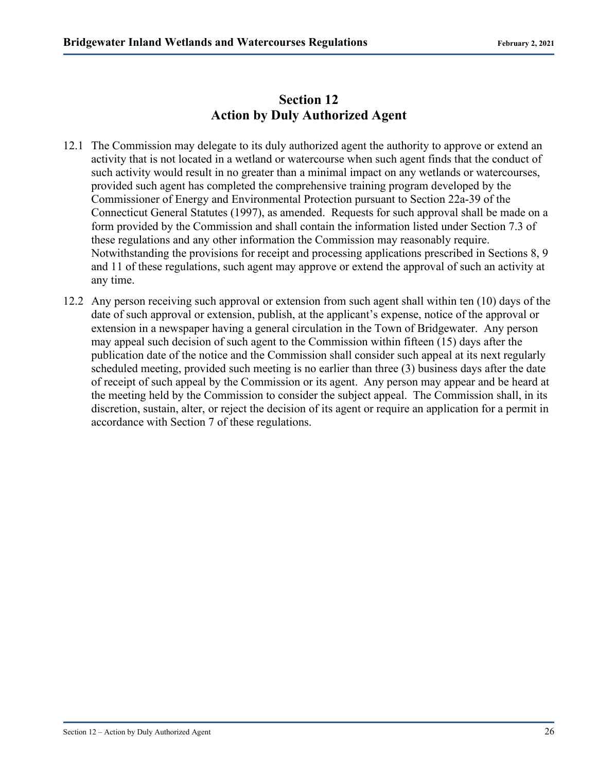# Section 12
# Action by Duly Authorized Agent

12.1 The Commission may delegate to its duly authorized agent the authority to approve or extend an activity that is not located in a wetland or watercourse when such agent finds that the conduct of such activity would result in no greater than a minimal impact on any wetlands or watercourses, provided such agent has completed the comprehensive training program developed by the Commissioner of Energy and Environmental Protection pursuant to Section 22a-39 of the Connecticut General Statutes (1997), as amended. Requests for such approval shall be made on a form provided by the Commission and shall contain the information listed under Section 7.3 of these regulations and any other information the Commission may reasonably require. Notwithstanding the provisions for receipt and processing applications prescribed in Sections 8, 9 and 11 of these regulations, such agent may approve or extend the approval of such an activity at any time.

12.2 Any person receiving such approval or extension from such agent shall within ten (10) days of the date of such approval or extension, publish, at the applicant's expense, notice of the approval or extension in a newspaper having a general circulation in the Town of Bridgewater. Any person may appeal such decision of such agent to the Commission within fifteen (15) days after the publication date of the notice and the Commission shall consider such appeal at its next regularly scheduled meeting, provided such meeting is no earlier than three (3) business days after the date of receipt of such appeal by the Commission or its agent. Any person may appear and be heard at the meeting held by the Commission to consider the subject appeal. The Commission shall, in its discretion, sustain, alter, or reject the decision of its agent or require an application for a permit in accordance with Section 7 of these regulations.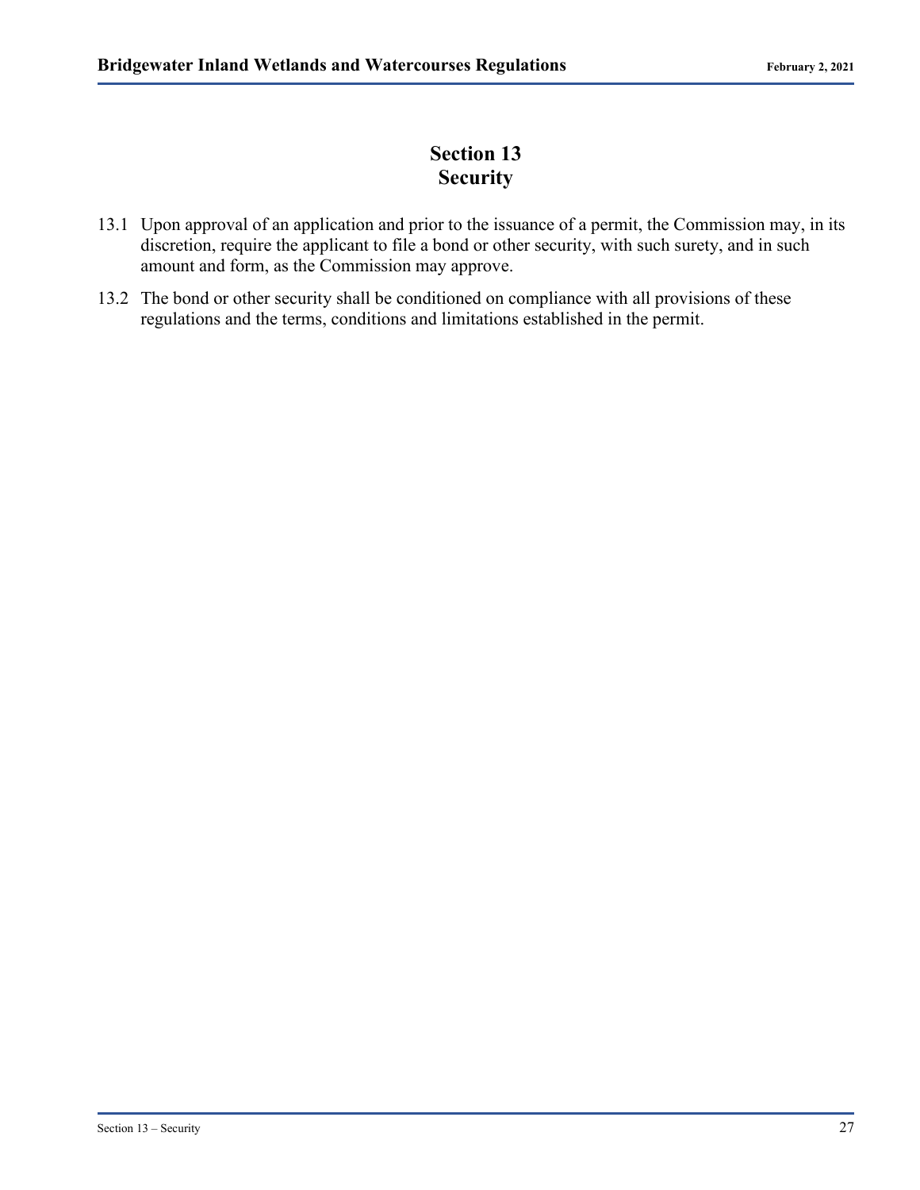# Section 13
# Security

13.1 Upon approval of an application and prior to the issuance of a permit, the Commission may, in its discretion, require the applicant to file a bond or other security, with such surety, and in such amount and form, as the Commission may approve.

13.2 The bond or other security shall be conditioned on compliance with all provisions of these regulations and the terms, conditions and limitations established in the permit.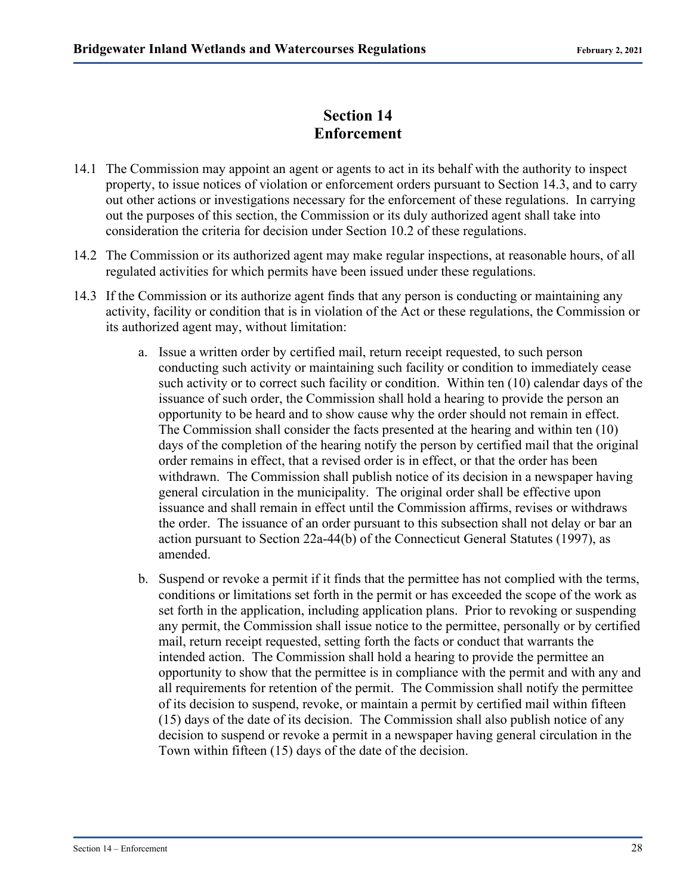# Section 14
# Enforcement

14.1 The Commission may appoint an agent or agents to act in its behalf with the authority to inspect property, to issue notices of violation or enforcement orders pursuant to Section 14.3, and to carry out other actions or investigations necessary for the enforcement of these regulations. In carrying out the purposes of this section, the Commission or its duly authorized agent shall take into consideration the criteria for decision under Section 10.2 of these regulations.

14.2 The Commission or its authorized agent may make regular inspections, at reasonable hours, of all regulated activities for which permits have been issued under these regulations.

14.3 If the Commission or its authorize agent finds that any person is conducting or maintaining any activity, facility or condition that is in violation of the Act or these regulations, the Commission or its authorized agent may, without limitation:

a. Issue a written order by certified mail, return receipt requested, to such person conducting such activity or maintaining such facility or condition to immediately cease such activity or to correct such facility or condition. Within ten (10) calendar days of the issuance of such order, the Commission shall hold a hearing to provide the person an opportunity to be heard and to show cause why the order should not remain in effect. The Commission shall consider the facts presented at the hearing and within ten (10) days of the completion of the hearing notify the person by certified mail that the original order remains in effect, that a revised order is in effect, or that the order has been withdrawn. The Commission shall publish notice of its decision in a newspaper having general circulation in the municipality. The original order shall be effective upon issuance and shall remain in effect until the Commission affirms, revises or withdraws the order. The issuance of an order pursuant to this subsection shall not delay or bar an action pursuant to Section 22a-44(b) of the Connecticut General Statutes (1997), as amended.

b. Suspend or revoke a permit if it finds that the permittee has not complied with the terms, conditions or limitations set forth in the permit or has exceeded the scope of the work as set forth in the application, including application plans. Prior to revoking or suspending any permit, the Commission shall issue notice to the permittee, personally or by certified mail, return receipt requested, setting forth the facts or conduct that warrants the intended action. The Commission shall hold a hearing to provide the permittee an opportunity to show that the permittee is in compliance with the permit and with any and all requirements for retention of the permit. The Commission shall notify the permittee of its decision to suspend, revoke, or maintain a permit by certified mail within fifteen (15) days of the date of its decision. The Commission shall also publish notice of any decision to suspend or revoke a permit in a newspaper having general circulation in the Town within fifteen (15) days of the date of the decision.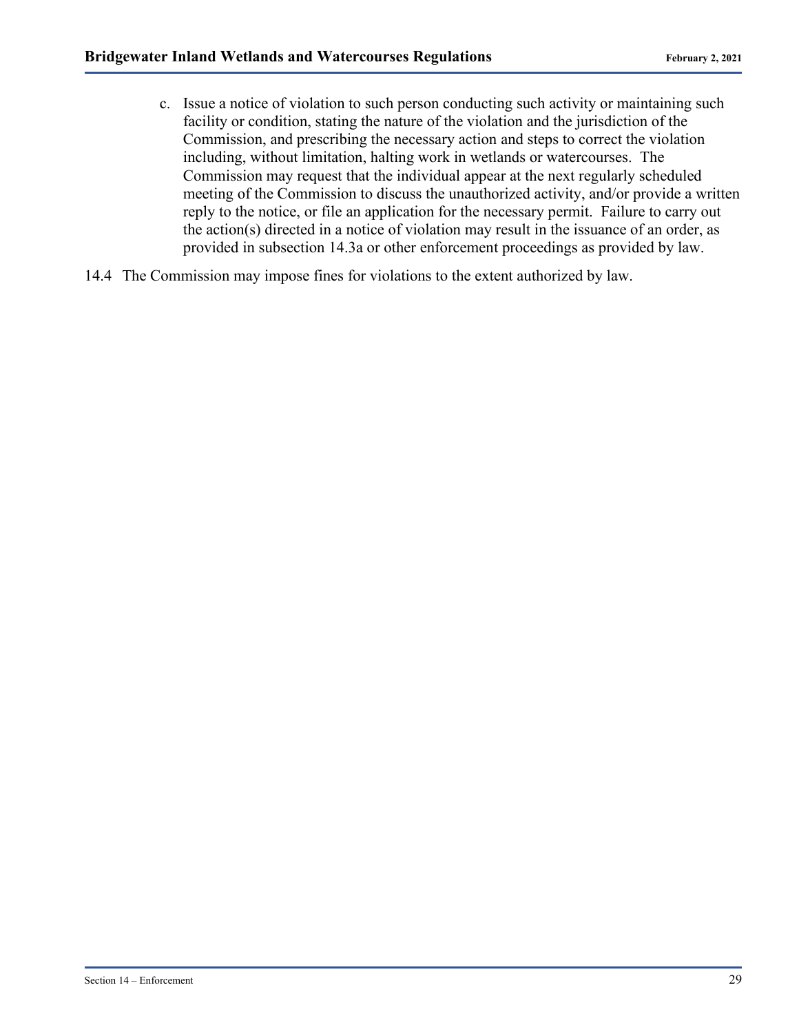c. Issue a notice of violation to such person conducting such activity or maintaining such facility or condition, stating the nature of the violation and the jurisdiction of the Commission, and prescribing the necessary action and steps to correct the violation including, without limitation, halting work in wetlands or watercourses. The Commission may request that the individual appear at the next regularly scheduled meeting of the Commission to discuss the unauthorized activity, and/or provide a written reply to the notice, or file an application for the necessary permit. Failure to carry out the action(s) directed in a notice of violation may result in the issuance of an order, as provided in subsection 14.3a or other enforcement proceedings as provided by law.

14.4 The Commission may impose fines for violations to the extent authorized by law.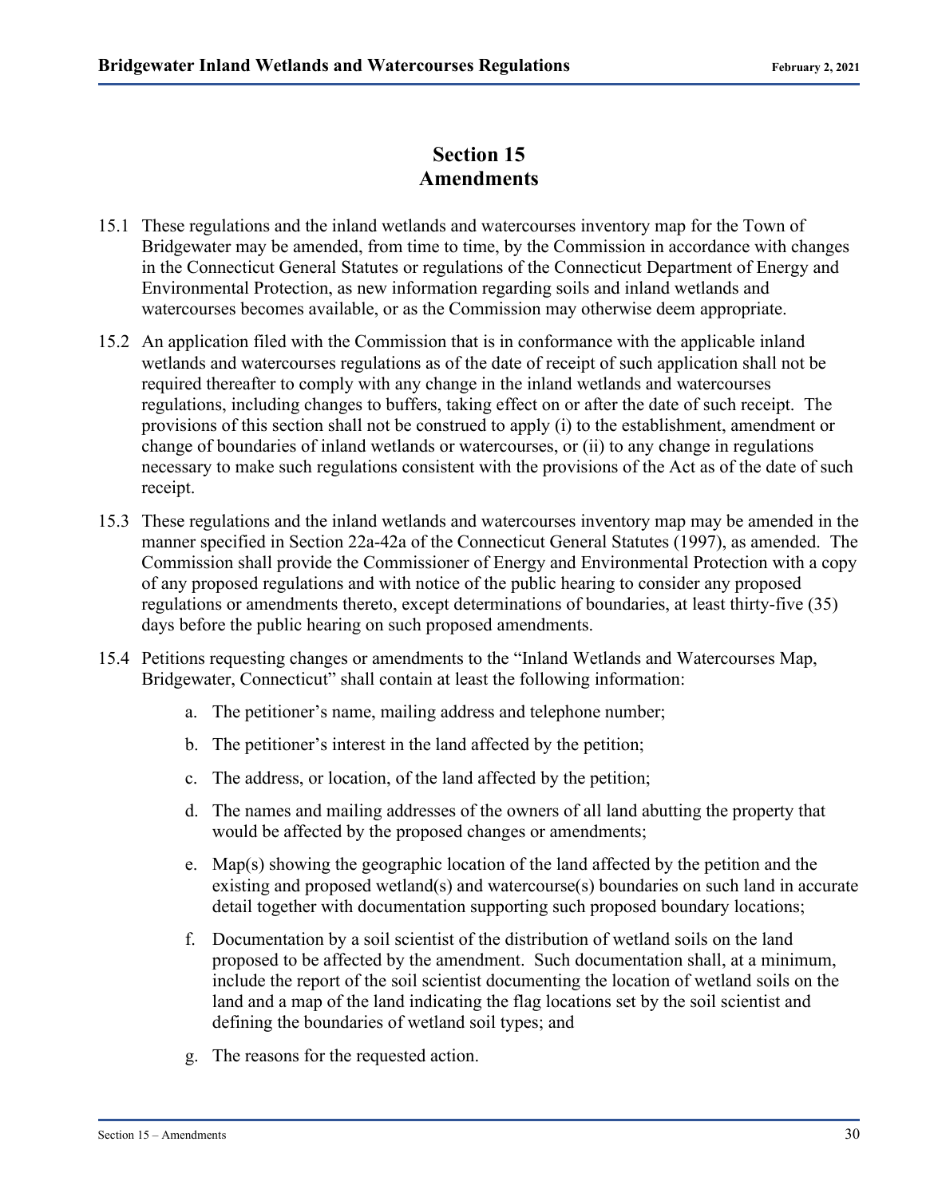# Section 15
# Amendments

15.1 These regulations and the inland wetlands and watercourses inventory map for the Town of Bridgewater may be amended, from time to time, by the Commission in accordance with changes in the Connecticut General Statutes or regulations of the Connecticut Department of Energy and Environmental Protection, as new information regarding soils and inland wetlands and watercourses becomes available, or as the Commission may otherwise deem appropriate.

15.2 An application filed with the Commission that is in conformance with the applicable inland wetlands and watercourses regulations as of the date of receipt of such application shall not be required thereafter to comply with any change in the inland wetlands and watercourses regulations, including changes to buffers, taking effect on or after the date of such receipt. The provisions of this section shall not be construed to apply (i) to the establishment, amendment or change of boundaries of inland wetlands or watercourses, or (ii) to any change in regulations necessary to make such regulations consistent with the provisions of the Act as of the date of such receipt.

15.3 These regulations and the inland wetlands and watercourses inventory map may be amended in the manner specified in Section 22a-42a of the Connecticut General Statutes (1997), as amended. The Commission shall provide the Commissioner of Energy and Environmental Protection with a copy of any proposed regulations and with notice of the public hearing to consider any proposed regulations or amendments thereto, except determinations of boundaries, at least thirty-five (35) days before the public hearing on such proposed amendments.

15.4 Petitions requesting changes or amendments to the "Inland Wetlands and Watercourses Map, Bridgewater, Connecticut" shall contain at least the following information:

a. The petitioner's name, mailing address and telephone number;

b. The petitioner's interest in the land affected by the petition;

c. The address, or location, of the land affected by the petition;

d. The names and mailing addresses of the owners of all land abutting the property that would be affected by the proposed changes or amendments;

e. Map(s) showing the geographic location of the land affected by the petition and the existing and proposed wetland(s) and watercourse(s) boundaries on such land in accurate detail together with documentation supporting such proposed boundary locations;

f. Documentation by a soil scientist of the distribution of wetland soils on the land proposed to be affected by the amendment. Such documentation shall, at a minimum, include the report of the soil scientist documenting the location of wetland soils on the land and a map of the land indicating the flag locations set by the soil scientist and defining the boundaries of wetland soil types; and

g. The reasons for the requested action.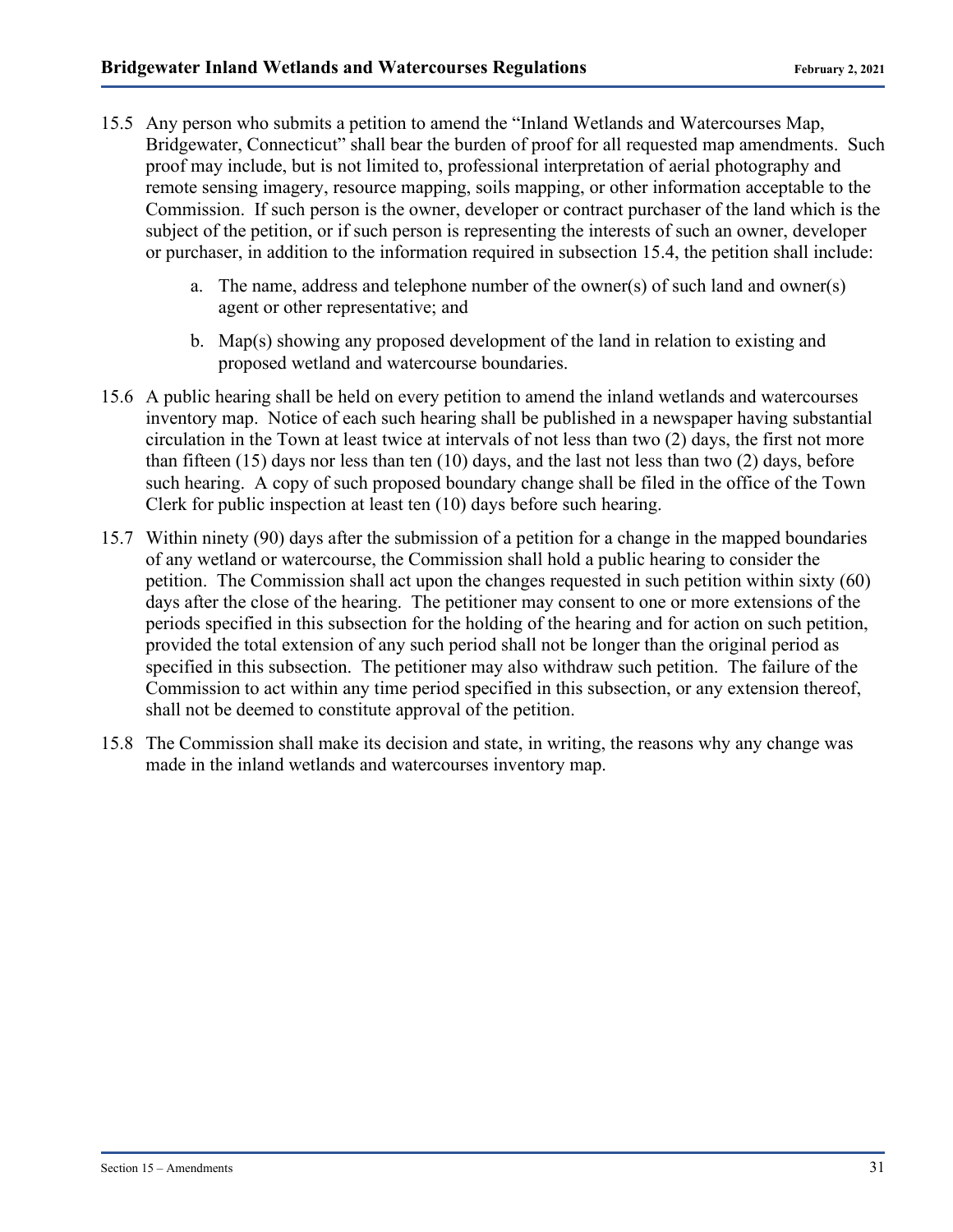15.5 Any person who submits a petition to amend the "Inland Wetlands and Watercourses Map, Bridgewater, Connecticut" shall bear the burden of proof for all requested map amendments. Such proof may include, but is not limited to, professional interpretation of aerial photography and remote sensing imagery, resource mapping, soils mapping, or other information acceptable to the Commission. If such person is the owner, developer or contract purchaser of the land which is the subject of the petition, or if such person is representing the interests of such an owner, developer or purchaser, in addition to the information required in subsection 15.4, the petition shall include:

   a. The name, address and telephone number of the owner(s) of such land and owner(s) agent or other representative; and

   b. Map(s) showing any proposed development of the land in relation to existing and proposed wetland and watercourse boundaries.

15.6 A public hearing shall be held on every petition to amend the inland wetlands and watercourses inventory map. Notice of each such hearing shall be published in a newspaper having substantial circulation in the Town at least twice at intervals of not less than two (2) days, the first not more than fifteen (15) days nor less than ten (10) days, and the last not less than two (2) days, before such hearing. A copy of such proposed boundary change shall be filed in the office of the Town Clerk for public inspection at least ten (10) days before such hearing.

15.7 Within ninety (90) days after the submission of a petition for a change in the mapped boundaries of any wetland or watercourse, the Commission shall hold a public hearing to consider the petition. The Commission shall act upon the changes requested in such petition within sixty (60) days after the close of the hearing. The petitioner may consent to one or more extensions of the periods specified in this subsection for the holding of the hearing and for action on such petition, provided the total extension of any such period shall not be longer than the original period as specified in this subsection. The petitioner may also withdraw such petition. The failure of the Commission to act within any time period specified in this subsection, or any extension thereof, shall not be deemed to constitute approval of the petition.

15.8 The Commission shall make its decision and state, in writing, the reasons why any change was made in the inland wetlands and watercourses inventory map.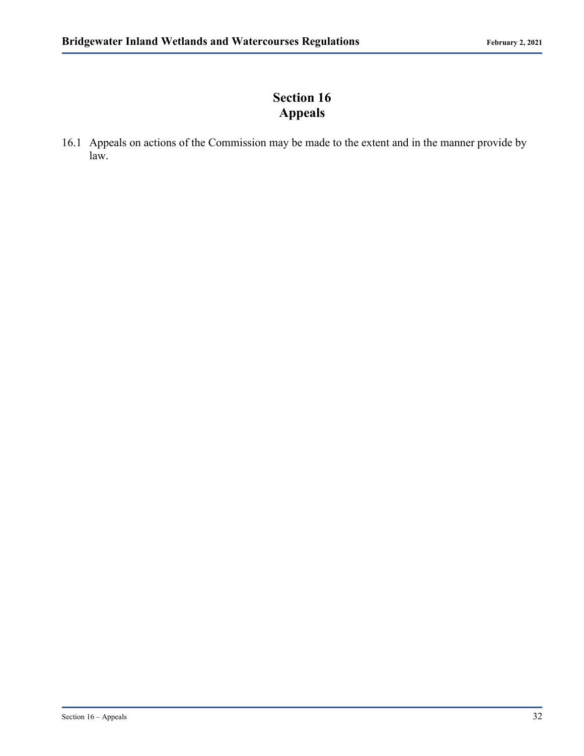# Section 16
# Appeals

16.1 Appeals on actions of the Commission may be made to the extent and in the manner provide by law.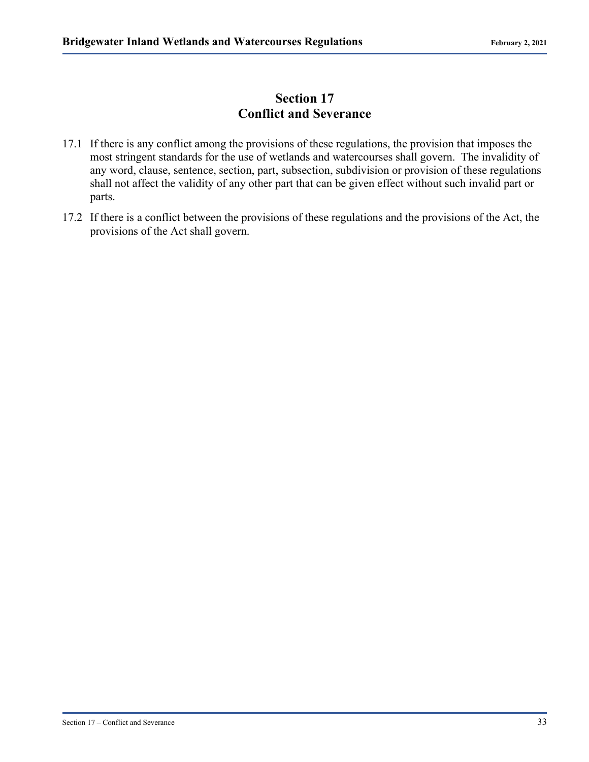# Section 17
# Conflict and Severance

17.1 If there is any conflict among the provisions of these regulations, the provision that imposes the most stringent standards for the use of wetlands and watercourses shall govern. The invalidity of any word, clause, sentence, section, part, subsection, subdivision or provision of these regulations shall not affect the validity of any other part that can be given effect without such invalid part or parts.

17.2 If there is a conflict between the provisions of these regulations and the provisions of the Act, the provisions of the Act shall govern.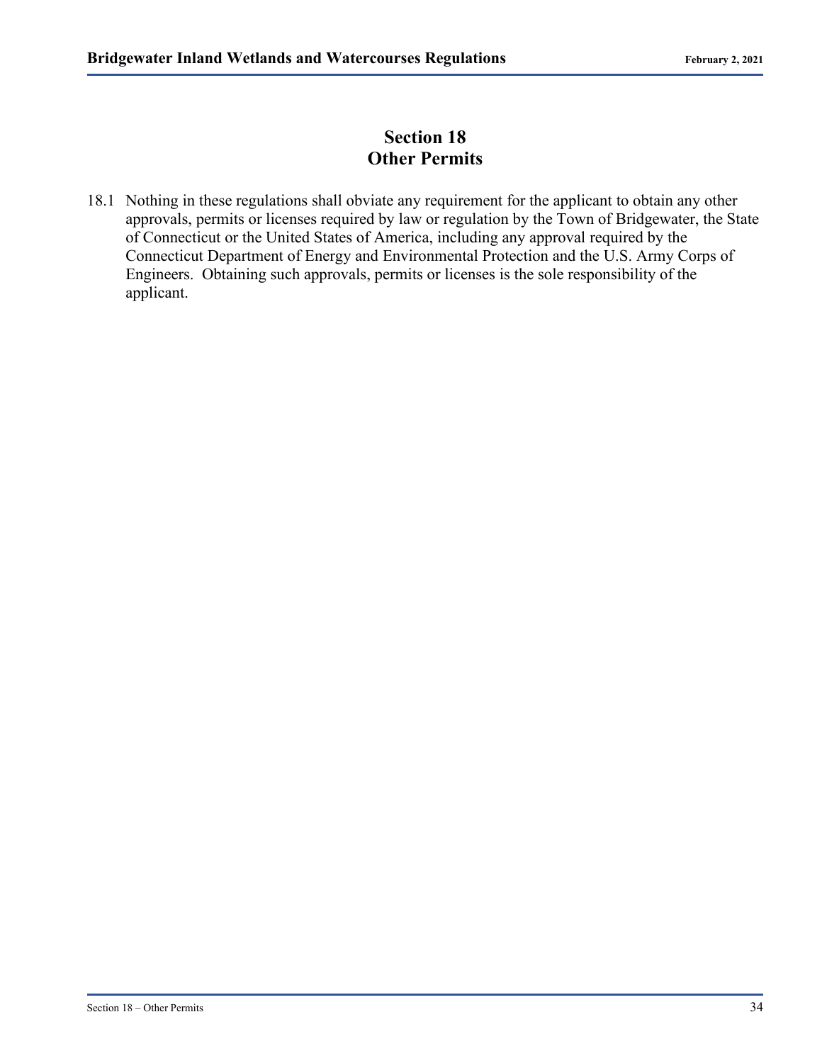# Section 18
# Other Permits

18.1 Nothing in these regulations shall obviate any requirement for the applicant to obtain any other approvals, permits or licenses required by law or regulation by the Town of Bridgewater, the State of Connecticut or the United States of America, including any approval required by the Connecticut Department of Energy and Environmental Protection and the U.S. Army Corps of Engineers. Obtaining such approvals, permits or licenses is the sole responsibility of the applicant.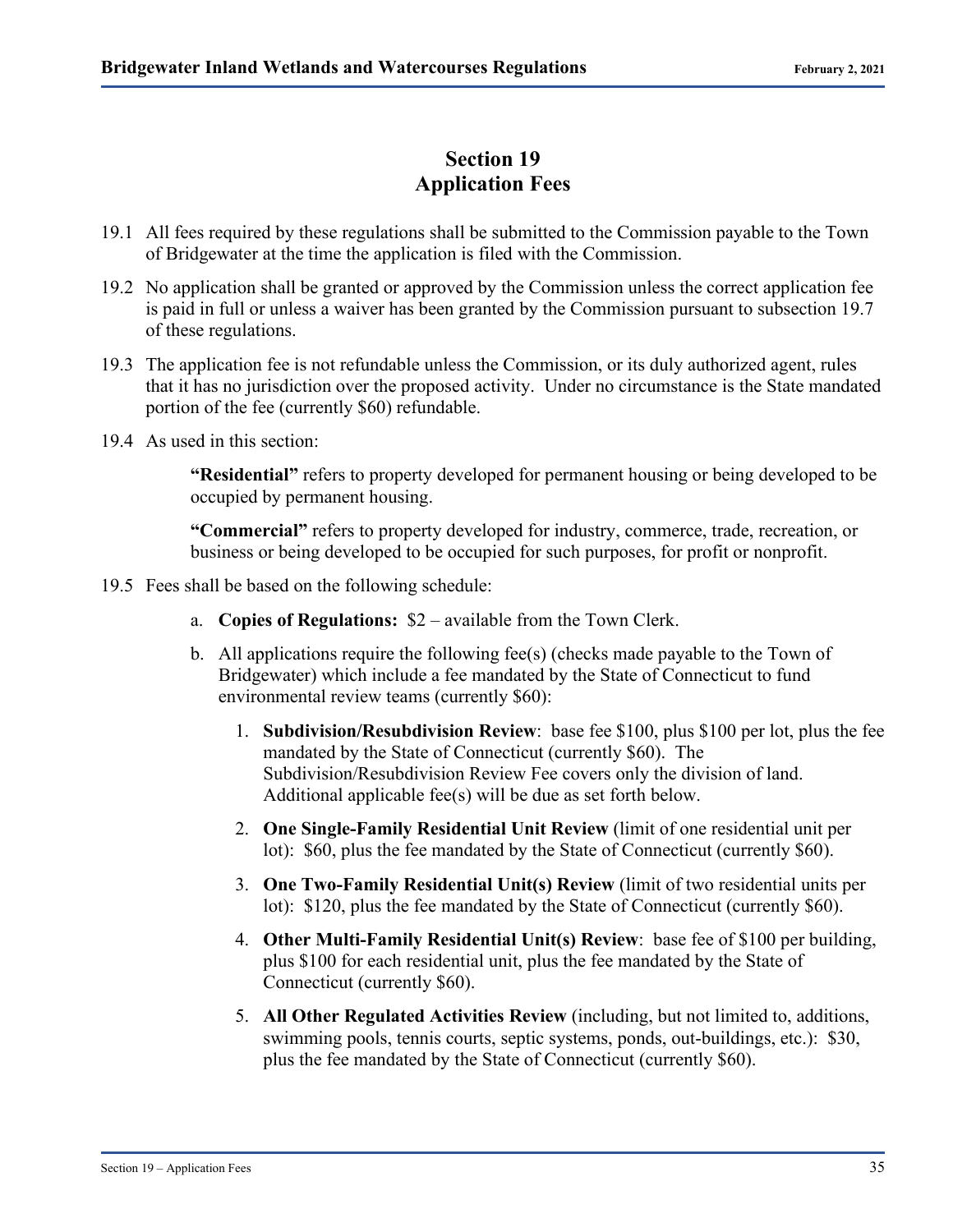# Section 19
# Application Fees

19.1 All fees required by these regulations shall be submitted to the Commission payable to the Town of Bridgewater at the time the application is filed with the Commission.

19.2 No application shall be granted or approved by the Commission unless the correct application fee is paid in full or unless a waiver has been granted by the Commission pursuant to subsection 19.7 of these regulations.

19.3 The application fee is not refundable unless the Commission, or its duly authorized agent, rules that it has no jurisdiction over the proposed activity. Under no circumstance is the State mandated portion of the fee (currently $60) refundable.

19.4 As used in this section:

> **"Residential"** refers to property developed for permanent housing or being developed to be occupied by permanent housing.
>
> **"Commercial"** refers to property developed for industry, commerce, trade, recreation, or business or being developed to be occupied for such purposes, for profit or nonprofit.

19.5 Fees shall be based on the following schedule:

a. **Copies of Regulations:** $2 – available from the Town Clerk.

b. All applications require the following fee(s) (checks made payable to the Town of Bridgewater) which include a fee mandated by the State of Connecticut to fund environmental review teams (currently $60):

1. **Subdivision/Resubdivision Review**: base fee $100, plus $100 per lot, plus the fee mandated by the State of Connecticut (currently $60). The Subdivision/Resubdivision Review Fee covers only the division of land. Additional applicable fee(s) will be due as set forth below.

2. **One Single-Family Residential Unit Review** (limit of one residential unit per lot): $60, plus the fee mandated by the State of Connecticut (currently $60).

3. **One Two-Family Residential Unit(s) Review** (limit of two residential units per lot): $120, plus the fee mandated by the State of Connecticut (currently $60).

4. **Other Multi-Family Residential Unit(s) Review**: base fee of $100 per building, plus $100 for each residential unit, plus the fee mandated by the State of Connecticut (currently $60).

5. **All Other Regulated Activities Review** (including, but not limited to, additions, swimming pools, tennis courts, septic systems, ponds, out-buildings, etc.): $30, plus the fee mandated by the State of Connecticut (currently $60).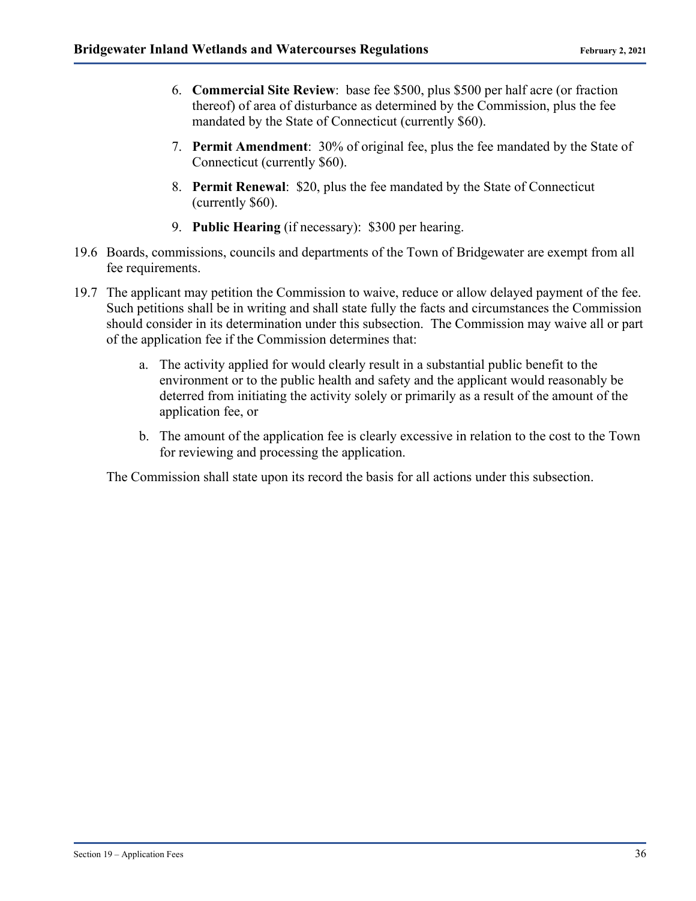6. **Commercial Site Review**: base fee $500, plus $500 per half acre (or fraction thereof) of area of disturbance as determined by the Commission, plus the fee mandated by the State of Connecticut (currently $60).

7. **Permit Amendment**: 30% of original fee, plus the fee mandated by the State of Connecticut (currently $60).

8. **Permit Renewal**: $20, plus the fee mandated by the State of Connecticut (currently $60).

9. **Public Hearing** (if necessary): $300 per hearing.

19.6 Boards, commissions, councils and departments of the Town of Bridgewater are exempt from all fee requirements.

19.7 The applicant may petition the Commission to waive, reduce or allow delayed payment of the fee. Such petitions shall be in writing and shall state fully the facts and circumstances the Commission should consider in its determination under this subsection. The Commission may waive all or part of the application fee if the Commission determines that:

   a. The activity applied for would clearly result in a substantial public benefit to the environment or to the public health and safety and the applicant would reasonably be deterred from initiating the activity solely or primarily as a result of the amount of the application fee, or

   b. The amount of the application fee is clearly excessive in relation to the cost to the Town for reviewing and processing the application.

The Commission shall state upon its record the basis for all actions under this subsection.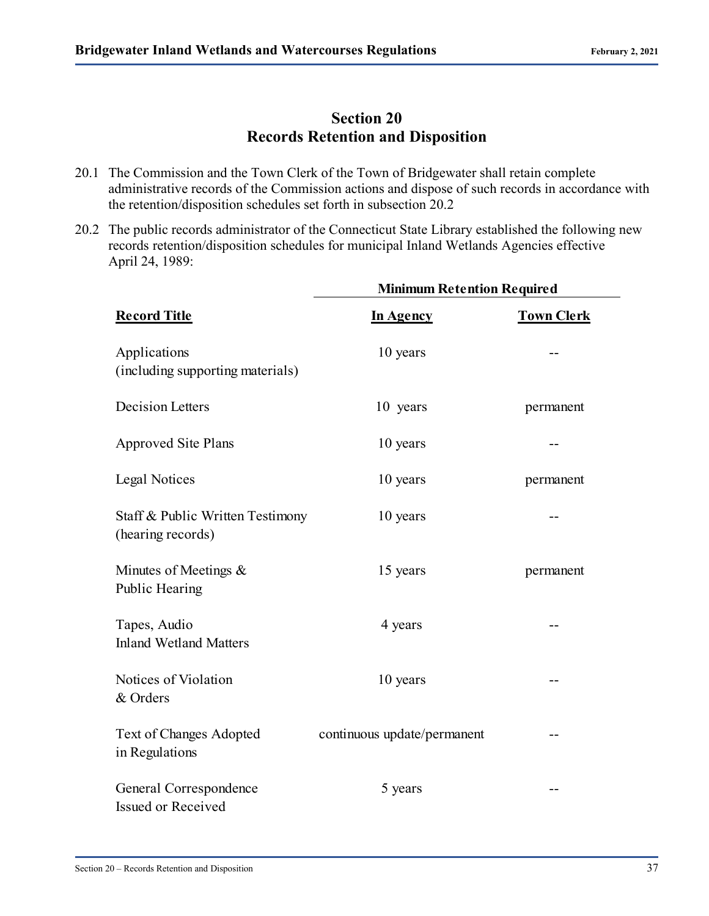## Section 20
## Records Retention and Disposition

20.1 The Commission and the Town Clerk of the Town of Bridgewater shall retain complete administrative records of the Commission actions and dispose of such records in accordance with the retention/disposition schedules set forth in subsection 20.2

20.2 The public records administrator of the Connecticut State Library established the following new records retention/disposition schedules for municipal Inland Wetlands Agencies effective April 24, 1989:

| | **Minimum Retention Required** | |
|---|---|---|
| **Record Title** | **In Agency** | **Town Clerk** |
| Applications (including supporting materials) | 10 years | -- |
| Decision Letters | 10 years | permanent |
| Approved Site Plans | 10 years | -- |
| Legal Notices | 10 years | permanent |
| Staff & Public Written Testimony (hearing records) | 10 years | -- |
| Minutes of Meetings & Public Hearing | 15 years | permanent |
| Tapes, Audio Inland Wetland Matters | 4 years | -- |
| Notices of Violation & Orders | 10 years | -- |
| Text of Changes Adopted in Regulations | continuous update/permanent | -- |
| General Correspondence Issued or Received | 5 years | -- |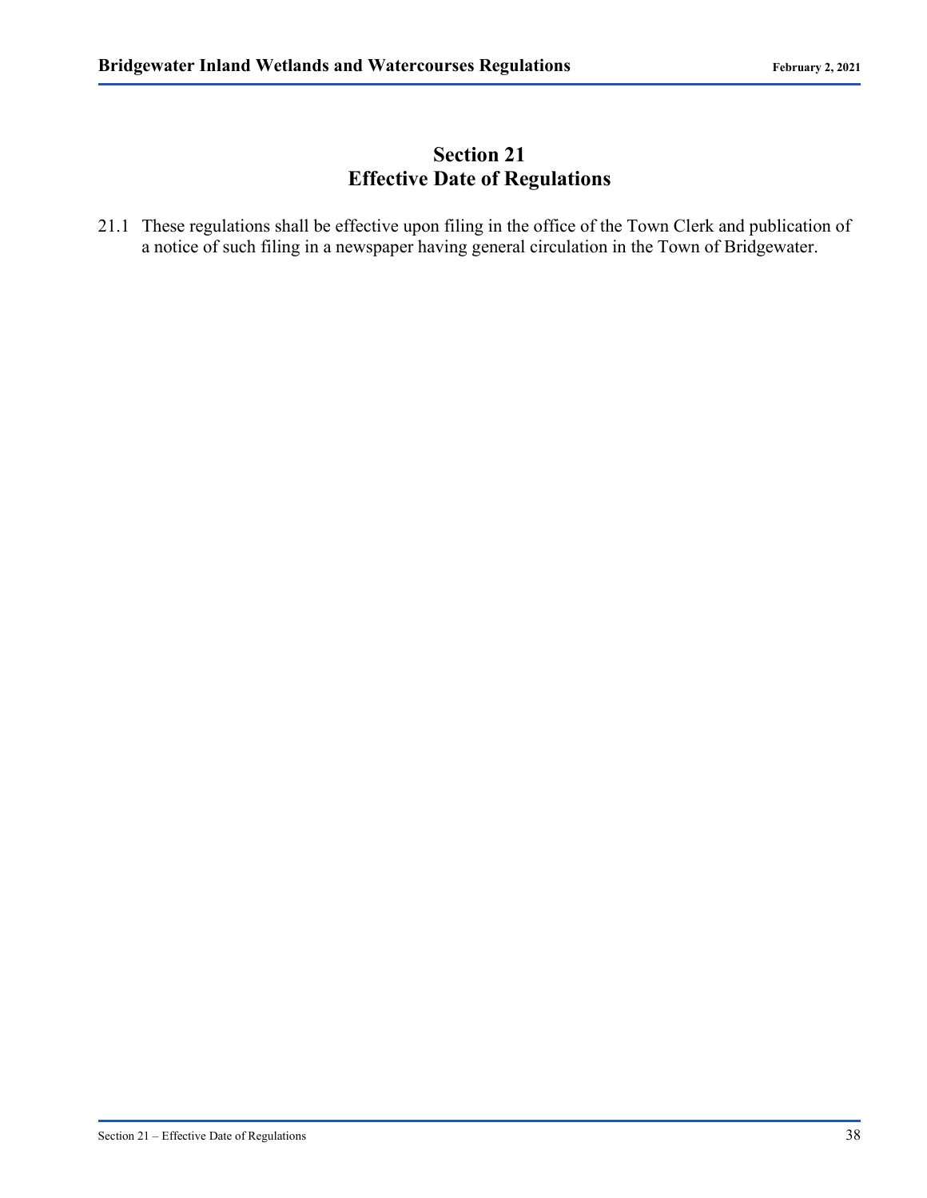# Section 21
# Effective Date of Regulations

21.1 These regulations shall be effective upon filing in the office of the Town Clerk and publication of a notice of such filing in a newspaper having general circulation in the Town of Bridgewater.